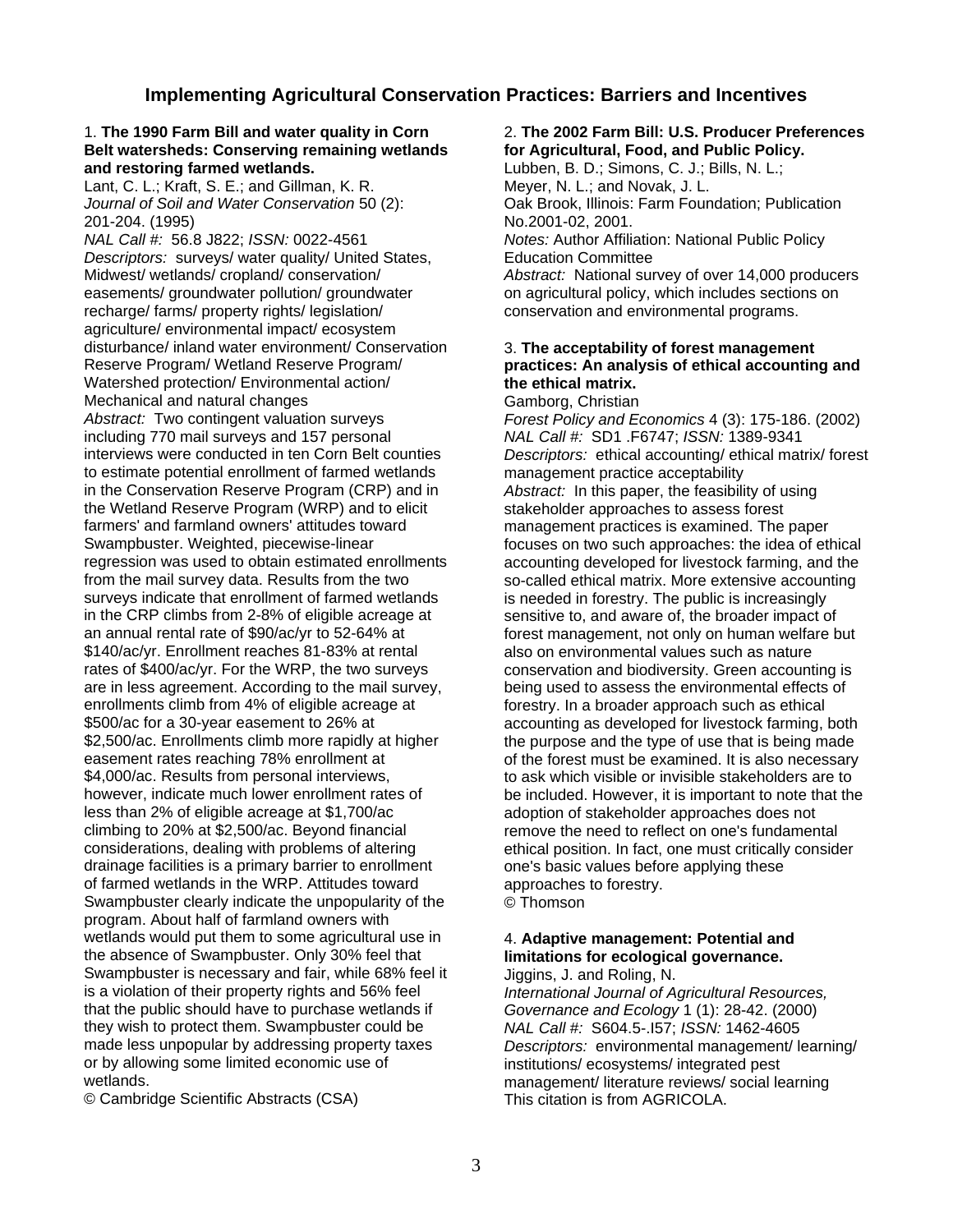# Implementing Agricultural Conservation Practices: Barriers and Incentives

1. **The 1990 Farm Bill and water quality in Corn Belt watersheds: Conserving remaining wetlands and restoring farmed wetlands.**
Lant, C. L.; Kraft, S. E.; and Gillman, K. R.
*Journal of Soil and Water Conservation* 50 (2): 201-204. (1995)
*NAL Call #:* 56.8 J822; *ISSN:* 0022-4561
*Descriptors:* surveys/ water quality/ United States, Midwest/ wetlands/ cropland/ conservation/ easements/ groundwater pollution/ groundwater recharge/ farms/ property rights/ legislation/ agriculture/ environmental impact/ ecosystem disturbance/ inland water environment/ Conservation Reserve Program/ Wetland Reserve Program/ Watershed protection/ Environmental action/ Mechanical and natural changes
*Abstract:* Two contingent valuation surveys including 770 mail surveys and 157 personal interviews were conducted in ten Corn Belt counties to estimate potential enrollment of farmed wetlands in the Conservation Reserve Program (CRP) and in the Wetland Reserve Program (WRP) and to elicit farmers' and farmland owners' attitudes toward Swampbuster. Weighted, piecewise-linear regression was used to obtain estimated enrollments from the mail survey data. Results from the two surveys indicate that enrollment of farmed wetlands in the CRP climbs from 2-8% of eligible acreage at an annual rental rate of $90/ac/yr to 52-64% at $140/ac/yr. Enrollment reaches 81-83% at rental rates of $400/ac/yr. For the WRP, the two surveys are in less agreement. According to the mail survey, enrollments climb from 4% of eligible acreage at $500/ac for a 30-year easement to 26% at $2,500/ac. Enrollments climb more rapidly at higher easement rates reaching 78% enrollment at $4,000/ac. Results from personal interviews, however, indicate much lower enrollment rates of less than 2% of eligible acreage at $1,700/ac climbing to 20% at $2,500/ac. Beyond financial considerations, dealing with problems of altering drainage facilities is a primary barrier to enrollment of farmed wetlands in the WRP. Attitudes toward Swampbuster clearly indicate the unpopularity of the program. About half of farmland owners with wetlands would put them to some agricultural use in the absence of Swampbuster. Only 30% feel that Swampbuster is necessary and fair, while 68% feel it is a violation of their property rights and 56% feel that the public should have to purchase wetlands if they wish to protect them. Swampbuster could be made less unpopular by addressing property taxes or by allowing some limited economic use of wetlands.
© Cambridge Scientific Abstracts (CSA)

2. **The 2002 Farm Bill: U.S. Producer Preferences for Agricultural, Food, and Public Policy.**
Lubben, B. D.; Simons, C. J.; Bills, N. L.; Meyer, N. L.; and Novak, J. L.
Oak Brook, Illinois: Farm Foundation; Publication No.2001-02, 2001.
*Notes:* Author Affiliation: National Public Policy Education Committee
*Abstract:* National survey of over 14,000 producers on agricultural policy, which includes sections on conservation and environmental programs.

3. **The acceptability of forest management practices: An analysis of ethical accounting and the ethical matrix.**
Gamborg, Christian
*Forest Policy and Economics* 4 (3): 175-186. (2002)
*NAL Call #:* SD1 .F6747; *ISSN:* 1389-9341
*Descriptors:* ethical accounting/ ethical matrix/ forest management practice acceptability
*Abstract:* In this paper, the feasibility of using stakeholder approaches to assess forest management practices is examined. The paper focuses on two such approaches: the idea of ethical accounting developed for livestock farming, and the so-called ethical matrix. More extensive accounting is needed in forestry. The public is increasingly sensitive to, and aware of, the broader impact of forest management, not only on human welfare but also on environmental values such as nature conservation and biodiversity. Green accounting is being used to assess the environmental effects of forestry. In a broader approach such as ethical accounting as developed for livestock farming, both the purpose and the type of use that is being made of the forest must be examined. It is also necessary to ask which visible or invisible stakeholders are to be included. However, it is important to note that the adoption of stakeholder approaches does not remove the need to reflect on one's fundamental ethical position. In fact, one must critically consider one's basic values before applying these approaches to forestry.
© Thomson

4. **Adaptive management: Potential and limitations for ecological governance.**
Jiggins, J. and Roling, N.
*International Journal of Agricultural Resources, Governance and Ecology* 1 (1): 28-42. (2000)
*NAL Call #:* S604.5-.I57; *ISSN:* 1462-4605
*Descriptors:* environmental management/ learning/ institutions/ ecosystems/ integrated pest management/ literature reviews/ social learning
This citation is from AGRICOLA.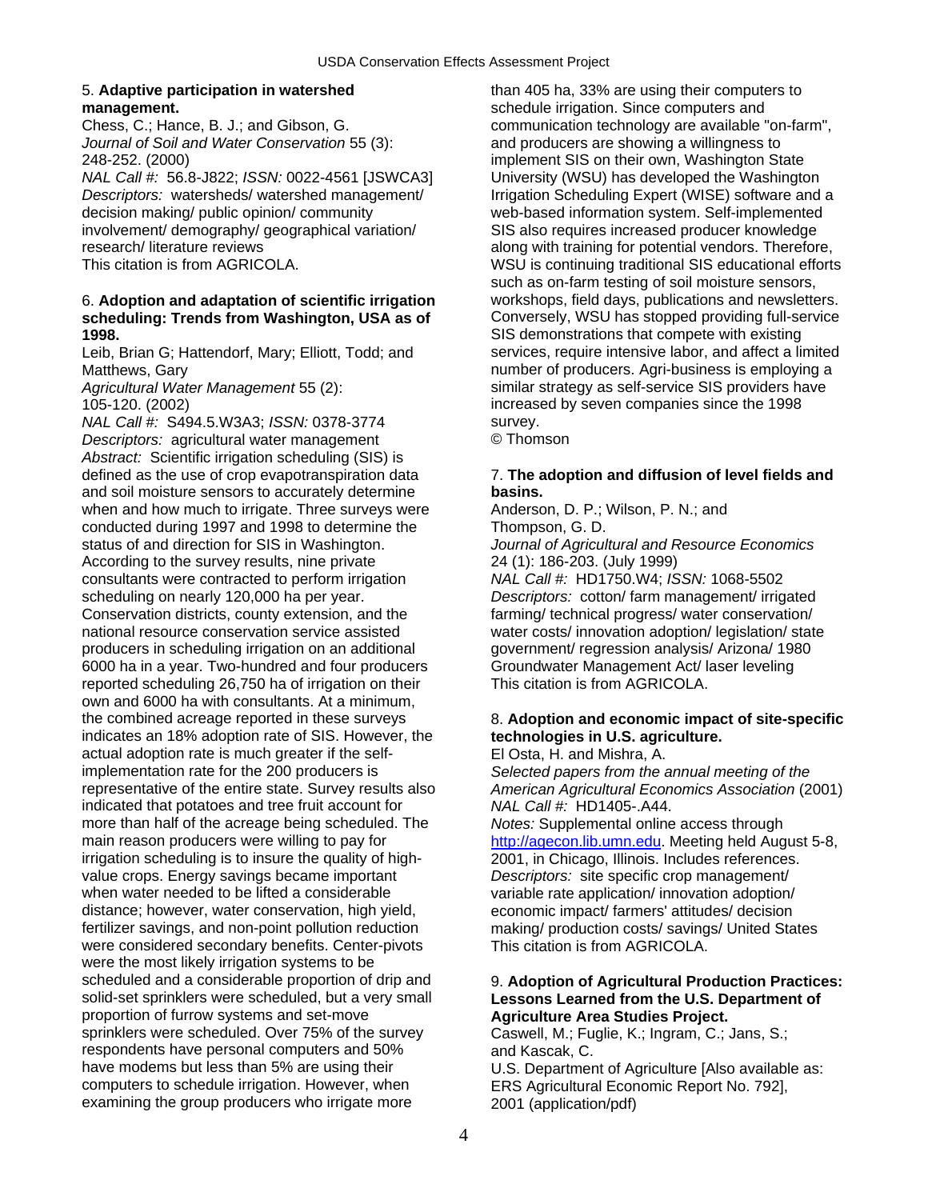5. **Adaptive participation in watershed management.**

Chess, C.; Hance, B. J.; and Gibson, G.
*Journal of Soil and Water Conservation* 55 (3): 248-252. (2000)
*NAL Call #:* 56.8-J822; *ISSN:* 0022-4561 [JSWCA3]
*Descriptors:* watersheds/ watershed management/ decision making/ public opinion/ community involvement/ demography/ geographical variation/ research/ literature reviews
This citation is from AGRICOLA.

6. **Adoption and adaptation of scientific irrigation scheduling: Trends from Washington, USA as of 1998.**

Leib, Brian G; Hattendorf, Mary; Elliott, Todd; and Matthews, Gary
*Agricultural Water Management* 55 (2): 105-120. (2002)
*NAL Call #:* S494.5.W3A3; *ISSN:* 0378-3774
*Descriptors:* agricultural water management
*Abstract:* Scientific irrigation scheduling (SIS) is defined as the use of crop evapotranspiration data and soil moisture sensors to accurately determine when and how much to irrigate. Three surveys were conducted during 1997 and 1998 to determine the status of and direction for SIS in Washington. According to the survey results, nine private consultants were contracted to perform irrigation scheduling on nearly 120,000 ha per year. Conservation districts, county extension, and the national resource conservation service assisted producers in scheduling irrigation on an additional 6000 ha in a year. Two-hundred and four producers reported scheduling 26,750 ha of irrigation on their own and 6000 ha with consultants. At a minimum, the combined acreage reported in these surveys indicates an 18% adoption rate of SIS. However, the actual adoption rate is much greater if the self-implementation rate for the 200 producers is representative of the entire state. Survey results also indicated that potatoes and tree fruit account for more than half of the acreage being scheduled. The main reason producers were willing to pay for irrigation scheduling is to insure the quality of high-value crops. Energy savings became important when water needed to be lifted a considerable distance; however, water conservation, high yield, fertilizer savings, and non-point pollution reduction were considered secondary benefits. Center-pivots were the most likely irrigation systems to be scheduled and a considerable proportion of drip and solid-set sprinklers were scheduled, but a very small proportion of furrow systems and set-move sprinklers were scheduled. Over 75% of the survey respondents have personal computers and 50% have modems but less than 5% are using their computers to schedule irrigation. However, when examining the group producers who irrigate more than 405 ha, 33% are using their computers to schedule irrigation. Since computers and communication technology are available "on-farm", and producers are showing a willingness to implement SIS on their own, Washington State University (WSU) has developed the Washington Irrigation Scheduling Expert (WISE) software and a web-based information system. Self-implemented SIS also requires increased producer knowledge along with training for potential vendors. Therefore, WSU is continuing traditional SIS educational efforts such as on-farm testing of soil moisture sensors, workshops, field days, publications and newsletters. Conversely, WSU has stopped providing full-service SIS demonstrations that compete with existing services, require intensive labor, and affect a limited number of producers. Agri-business is employing a similar strategy as self-service SIS providers have increased by seven companies since the 1998 survey.
© Thomson

7. **The adoption and diffusion of level fields and basins.**

Anderson, D. P.; Wilson, P. N.; and Thompson, G. D.
*Journal of Agricultural and Resource Economics* 24 (1): 186-203. (July 1999)
*NAL Call #:* HD1750.W4; *ISSN:* 1068-5502
*Descriptors:* cotton/ farm management/ irrigated farming/ technical progress/ water conservation/ water costs/ innovation adoption/ legislation/ state government/ regression analysis/ Arizona/ 1980 Groundwater Management Act/ laser leveling
This citation is from AGRICOLA.

8. **Adoption and economic impact of site-specific technologies in U.S. agriculture.**

El Osta, H. and Mishra, A.
*Selected papers from the annual meeting of the American Agricultural Economics Association* (2001)
*NAL Call #:* HD1405-.A44.
*Notes:* Supplemental online access through http://agecon.lib.umn.edu. Meeting held August 5-8, 2001, in Chicago, Illinois. Includes references.
*Descriptors:* site specific crop management/ variable rate application/ innovation adoption/ economic impact/ farmers' attitudes/ decision making/ production costs/ savings/ United States
This citation is from AGRICOLA.

9. **Adoption of Agricultural Production Practices: Lessons Learned from the U.S. Department of Agriculture Area Studies Project.**

Caswell, M.; Fuglie, K.; Ingram, C.; Jans, S.; and Kascak, C.
U.S. Department of Agriculture [Also available as: ERS Agricultural Economic Report No. 792], 2001 (application/pdf)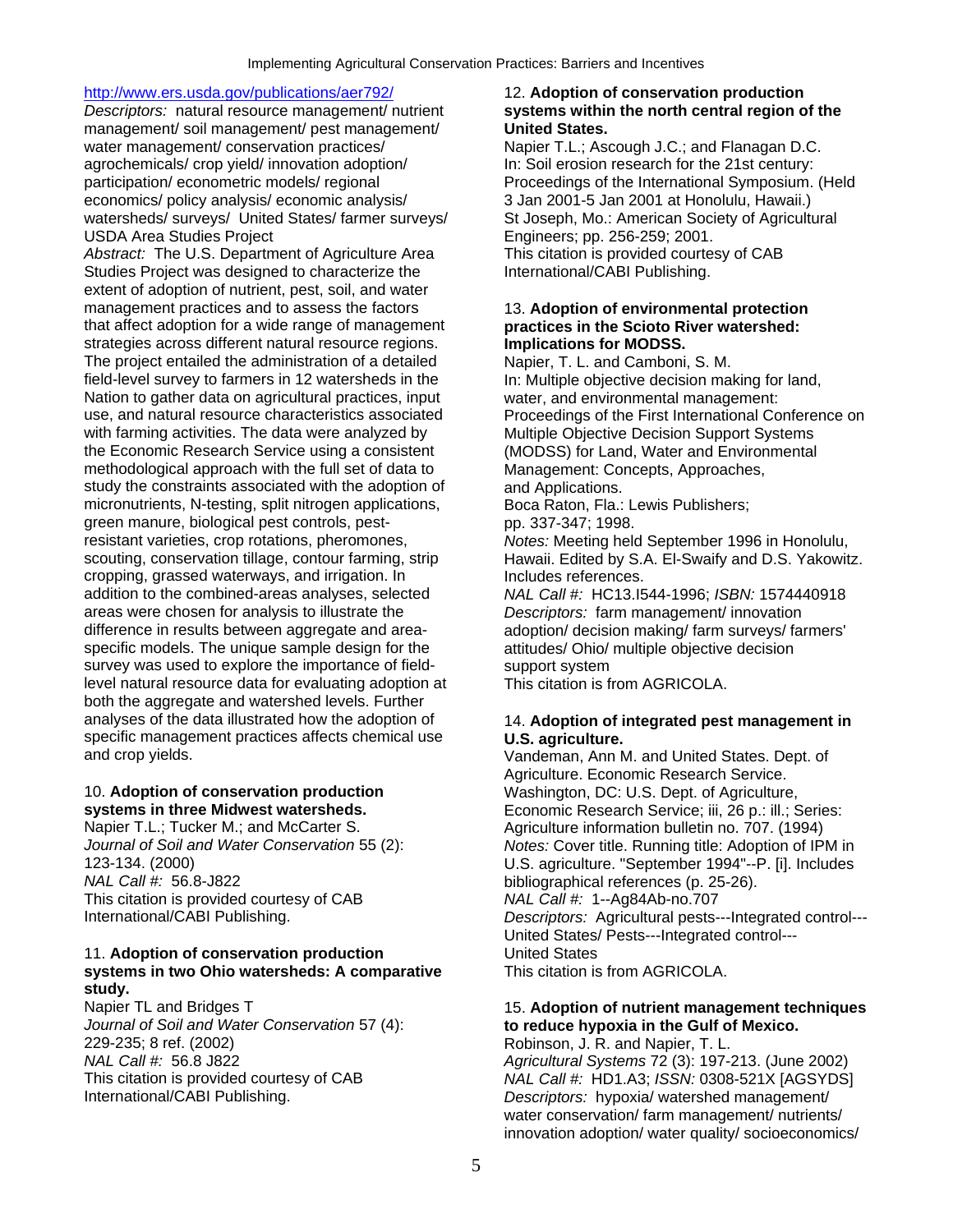http://www.ers.usda.gov/publications/aer792/
*Descriptors:* natural resource management/ nutrient management/ soil management/ pest management/ water management/ conservation practices/ agrochemicals/ crop yield/ innovation adoption/ participation/ econometric models/ regional economics/ policy analysis/ economic analysis/ watersheds/ surveys/ United States/ farmer surveys/ USDA Area Studies Project
*Abstract:* The U.S. Department of Agriculture Area Studies Project was designed to characterize the extent of adoption of nutrient, pest, soil, and water management practices and to assess the factors that affect adoption for a wide range of management strategies across different natural resource regions. The project entailed the administration of a detailed field-level survey to farmers in 12 watersheds in the Nation to gather data on agricultural practices, input use, and natural resource characteristics associated with farming activities. The data were analyzed by the Economic Research Service using a consistent methodological approach with the full set of data to study the constraints associated with the adoption of micronutrients, N-testing, split nitrogen applications, green manure, biological pest controls, pest-resistant varieties, crop rotations, pheromones, scouting, conservation tillage, contour farming, strip cropping, grassed waterways, and irrigation. In addition to the combined-areas analyses, selected areas were chosen for analysis to illustrate the difference in results between aggregate and area-specific models. The unique sample design for the survey was used to explore the importance of field-level natural resource data for evaluating adoption at both the aggregate and watershed levels. Further analyses of the data illustrated how the adoption of specific management practices affects chemical use and crop yields.

10. **Adoption of conservation production systems in three Midwest watersheds.**
Napier T.L.; Tucker M.; and McCarter S.
*Journal of Soil and Water Conservation* 55 (2): 123-134. (2000)
*NAL Call #:* 56.8-J822
This citation is provided courtesy of CAB International/CABI Publishing.

11. **Adoption of conservation production systems in two Ohio watersheds: A comparative study.**
Napier TL and Bridges T
*Journal of Soil and Water Conservation* 57 (4): 229-235; 8 ref. (2002)
*NAL Call #:* 56.8 J822
This citation is provided courtesy of CAB International/CABI Publishing.

12. **Adoption of conservation production systems within the north central region of the United States.**
Napier T.L.; Ascough J.C.; and Flanagan D.C.
In: Soil erosion research for the 21st century: Proceedings of the International Symposium. (Held 3 Jan 2001-5 Jan 2001 at Honolulu, Hawaii.) St Joseph, Mo.: American Society of Agricultural Engineers; pp. 256-259; 2001.
This citation is provided courtesy of CAB International/CABI Publishing.

13. **Adoption of environmental protection practices in the Scioto River watershed: Implications for MODSS.**
Napier, T. L. and Camboni, S. M.
In: Multiple objective decision making for land, water, and environmental management: Proceedings of the First International Conference on Multiple Objective Decision Support Systems (MODSS) for Land, Water and Environmental Management: Concepts, Approaches, and Applications.
Boca Raton, Fla.: Lewis Publishers; pp. 337-347; 1998.
*Notes:* Meeting held September 1996 in Honolulu, Hawaii. Edited by S.A. El-Swaify and D.S. Yakowitz. Includes references.
*NAL Call #:* HC13.I544-1996; *ISBN:* 1574440918
*Descriptors:* farm management/ innovation adoption/ decision making/ farm surveys/ farmers' attitudes/ Ohio/ multiple objective decision support system
This citation is from AGRICOLA.

14. **Adoption of integrated pest management in U.S. agriculture.**
Vandeman, Ann M. and United States. Dept. of Agriculture. Economic Research Service.
Washington, DC: U.S. Dept. of Agriculture, Economic Research Service; iii, 26 p.: ill.; Series: Agriculture information bulletin no. 707. (1994)
*Notes:* Cover title. Running title: Adoption of IPM in U.S. agriculture. "September 1994"--P. [i]. Includes bibliographical references (p. 25-26).
*NAL Call #:* 1--Ag84Ab-no.707
*Descriptors:* Agricultural pests---Integrated control---United States/ Pests---Integrated control---United States
This citation is from AGRICOLA.

15. **Adoption of nutrient management techniques to reduce hypoxia in the Gulf of Mexico.**
Robinson, J. R. and Napier, T. L.
*Agricultural Systems* 72 (3): 197-213. (June 2002)
*NAL Call #:* HD1.A3; *ISSN:* 0308-521X [AGSYDS]
*Descriptors:* hypoxia/ watershed management/ water conservation/ farm management/ nutrients/ innovation adoption/ water quality/ socioeconomics/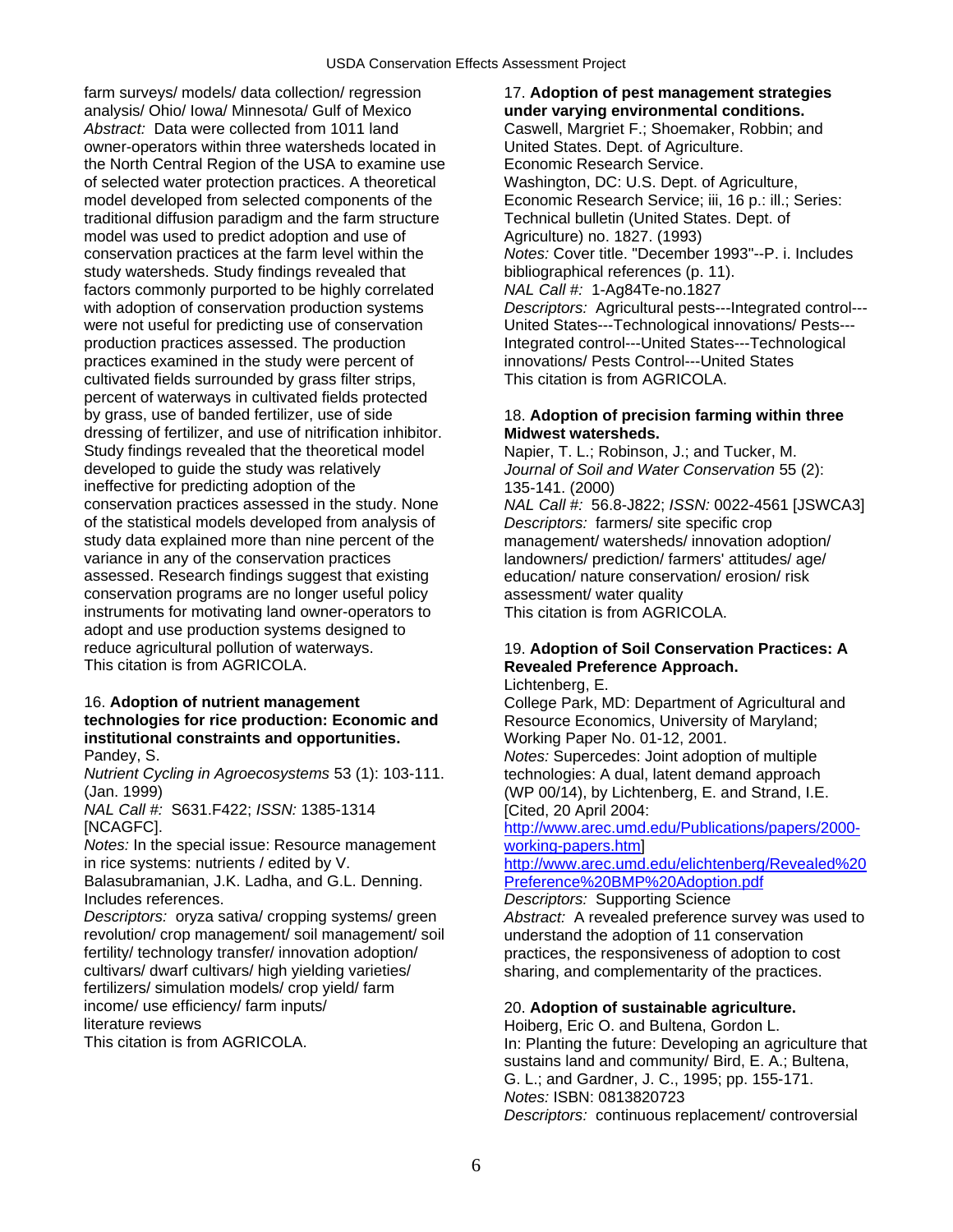farm surveys/ models/ data collection/ regression analysis/ Ohio/ Iowa/ Minnesota/ Gulf of Mexico
*Abstract:* Data were collected from 1011 land owner-operators within three watersheds located in the North Central Region of the USA to examine use of selected water protection practices. A theoretical model developed from selected components of the traditional diffusion paradigm and the farm structure model was used to predict adoption and use of conservation practices at the farm level within the study watersheds. Study findings revealed that factors commonly purported to be highly correlated with adoption of conservation production systems were not useful for predicting use of conservation production practices assessed. The production practices examined in the study were percent of cultivated fields surrounded by grass filter strips, percent of waterways in cultivated fields protected by grass, use of banded fertilizer, use of side dressing of fertilizer, and use of nitrification inhibitor. Study findings revealed that the theoretical model developed to guide the study was relatively ineffective for predicting adoption of the conservation practices assessed in the study. None of the statistical models developed from analysis of study data explained more than nine percent of the variance in any of the conservation practices assessed. Research findings suggest that existing conservation programs are no longer useful policy instruments for motivating land owner-operators to adopt and use production systems designed to reduce agricultural pollution of waterways.
This citation is from AGRICOLA.

16. **Adoption of nutrient management technologies for rice production: Economic and institutional constraints and opportunities.**
Pandey, S.
*Nutrient Cycling in Agroecosystems* 53 (1): 103-111. (Jan. 1999)
*NAL Call #:* S631.F422; *ISSN:* 1385-1314 [NCAGFC].
*Notes:* In the special issue: Resource management in rice systems: nutrients / edited by V. Balasubramanian, J.K. Ladha, and G.L. Denning. Includes references.
*Descriptors:* oryza sativa/ cropping systems/ green revolution/ crop management/ soil management/ soil fertility/ technology transfer/ innovation adoption/ cultivars/ dwarf cultivars/ high yielding varieties/ fertilizers/ simulation models/ crop yield/ farm income/ use efficiency/ farm inputs/ literature reviews
This citation is from AGRICOLA.

17. **Adoption of pest management strategies under varying environmental conditions.**
Caswell, Margriet F.; Shoemaker, Robbin; and United States. Dept. of Agriculture. Economic Research Service.
Washington, DC: U.S. Dept. of Agriculture, Economic Research Service; iii, 16 p.: ill.; Series: Technical bulletin (United States. Dept. of Agriculture) no. 1827. (1993)
*Notes:* Cover title. "December 1993"--P. i. Includes bibliographical references (p. 11).
*NAL Call #:* 1-Ag84Te-no.1827
*Descriptors:* Agricultural pests---Integrated control---United States---Technological innovations/ Pests---Integrated control---United States---Technological innovations/ Pests Control---United States
This citation is from AGRICOLA.

18. **Adoption of precision farming within three Midwest watersheds.**
Napier, T. L.; Robinson, J.; and Tucker, M.
*Journal of Soil and Water Conservation* 55 (2): 135-141. (2000)
*NAL Call #:* 56.8-J822; *ISSN:* 0022-4561 [JSWCA3]
*Descriptors:* farmers/ site specific crop management/ watersheds/ innovation adoption/ landowners/ prediction/ farmers' attitudes/ age/ education/ nature conservation/ erosion/ risk assessment/ water quality
This citation is from AGRICOLA.

19. **Adoption of Soil Conservation Practices: A Revealed Preference Approach.**
Lichtenberg, E.
College Park, MD: Department of Agricultural and Resource Economics, University of Maryland; Working Paper No. 01-12, 2001.
*Notes:* Supercedes: Joint adoption of multiple technologies: A dual, latent demand approach (WP 00/14), by Lichtenberg, E. and Strand, I.E. [Cited, 20 April 2004: http://www.arec.umd.edu/Publications/papers/2000-working-papers.htm]
http://www.arec.umd.edu/elichtenberg/Revealed%20Preference%20BMP%20Adoption.pdf
*Descriptors:* Supporting Science
*Abstract:* A revealed preference survey was used to understand the adoption of 11 conservation practices, the responsiveness of adoption to cost sharing, and complementarity of the practices.

20. **Adoption of sustainable agriculture.**
Hoiberg, Eric O. and Bultena, Gordon L.
In: Planting the future: Developing an agriculture that sustains land and community/ Bird, E. A.; Bultena, G. L.; and Gardner, J. C., 1995; pp. 155-171.
*Notes:* ISBN: 0813820723
*Descriptors:* continuous replacement/ controversial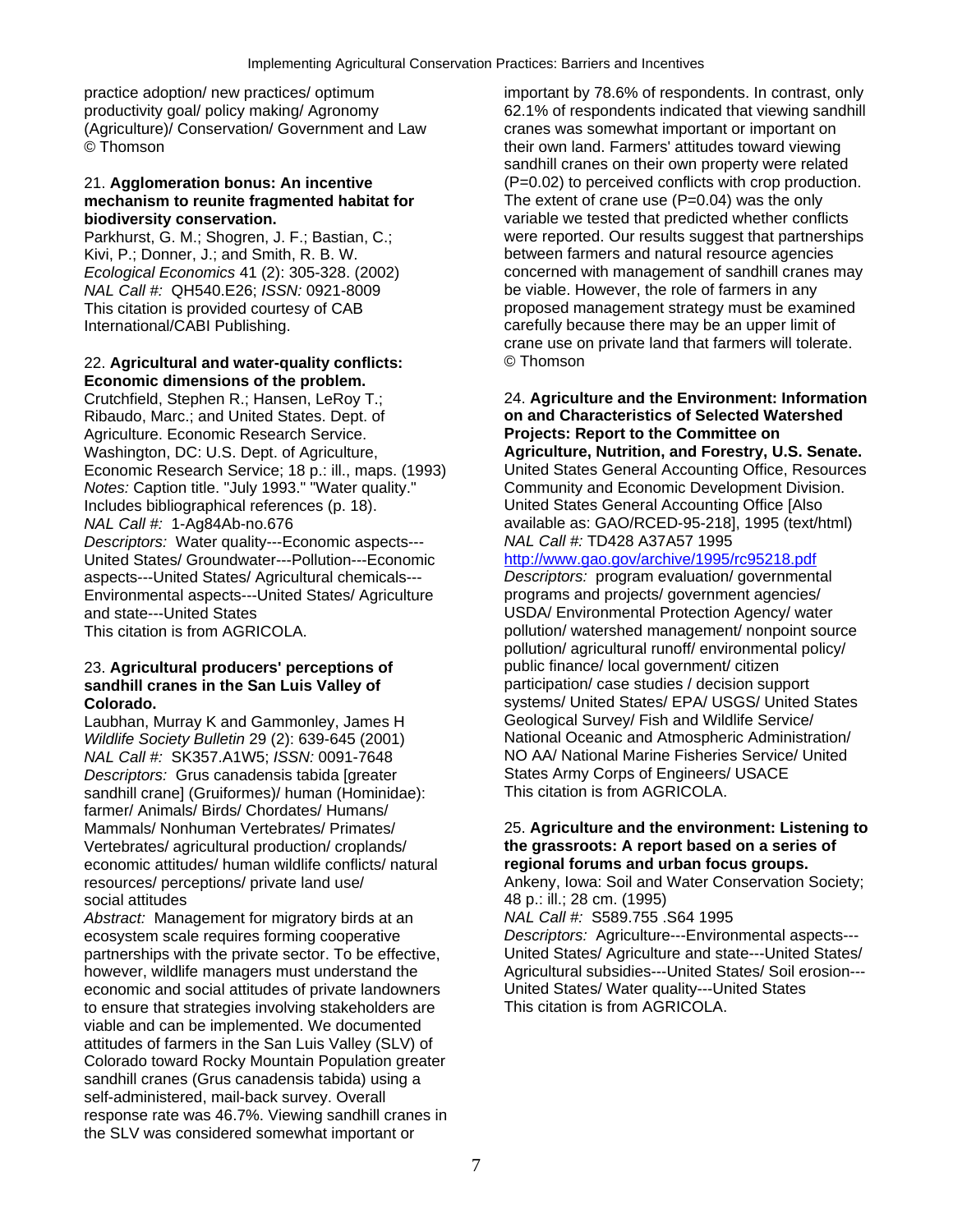practice adoption/ new practices/ optimum productivity goal/ policy making/ Agronomy (Agriculture)/ Conservation/ Government and Law
© Thomson

21. **Agglomeration bonus: An incentive mechanism to reunite fragmented habitat for biodiversity conservation.**
Parkhurst, G. M.; Shogren, J. F.; Bastian, C.; Kivi, P.; Donner, J.; and Smith, R. B. W.
*Ecological Economics* 41 (2): 305-328. (2002)
*NAL Call #:* QH540.E26; *ISSN:* 0921-8009
This citation is provided courtesy of CAB International/CABI Publishing.

22. **Agricultural and water-quality conflicts: Economic dimensions of the problem.**
Crutchfield, Stephen R.; Hansen, LeRoy T.; Ribaudo, Marc.; and United States. Dept. of Agriculture. Economic Research Service.
Washington, DC: U.S. Dept. of Agriculture, Economic Research Service; 18 p.: ill., maps. (1993)
*Notes:* Caption title. "July 1993." "Water quality." Includes bibliographical references (p. 18).
*NAL Call #:* 1-Ag84Ab-no.676
*Descriptors:* Water quality---Economic aspects---United States/ Groundwater---Pollution---Economic aspects---United States/ Agricultural chemicals---Environmental aspects---United States/ Agriculture and state---United States
This citation is from AGRICOLA.

23. **Agricultural producers' perceptions of sandhill cranes in the San Luis Valley of Colorado.**
Laubhan, Murray K and Gammonley, James H
*Wildlife Society Bulletin* 29 (2): 639-645 (2001)
*NAL Call #:* SK357.A1W5; *ISSN:* 0091-7648
*Descriptors:* Grus canadensis tabida [greater sandhill crane] (Gruiformes)/ human (Hominidae): farmer/ Animals/ Birds/ Chordates/ Humans/ Mammals/ Nonhuman Vertebrates/ Primates/ Vertebrates/ agricultural production/ croplands/ economic attitudes/ human wildlife conflicts/ natural resources/ perceptions/ private land use/ social attitudes
*Abstract:* Management for migratory birds at an ecosystem scale requires forming cooperative partnerships with the private sector. To be effective, however, wildlife managers must understand the economic and social attitudes of private landowners to ensure that strategies involving stakeholders are viable and can be implemented. We documented attitudes of farmers in the San Luis Valley (SLV) of Colorado toward Rocky Mountain Population greater sandhill cranes (Grus canadensis tabida) using a self-administered, mail-back survey. Overall response rate was 46.7%. Viewing sandhill cranes in the SLV was considered somewhat important or important by 78.6% of respondents. In contrast, only 62.1% of respondents indicated that viewing sandhill cranes was somewhat important or important on their own land. Farmers' attitudes toward viewing sandhill cranes on their own property were related (P=0.02) to perceived conflicts with crop production. The extent of crane use (P=0.04) was the only variable we tested that predicted whether conflicts were reported. Our results suggest that partnerships between farmers and natural resource agencies concerned with management of sandhill cranes may be viable. However, the role of farmers in any proposed management strategy must be examined carefully because there may be an upper limit of crane use on private land that farmers will tolerate.
© Thomson

24. **Agriculture and the Environment: Information on and Characteristics of Selected Watershed Projects: Report to the Committee on Agriculture, Nutrition, and Forestry, U.S. Senate.**
United States General Accounting Office, Resources Community and Economic Development Division.
United States General Accounting Office [Also available as: GAO/RCED-95-218], 1995 (text/html)
*NAL Call #:* TD428 A37A57 1995
http://www.gao.gov/archive/1995/rc95218.pdf
*Descriptors:* program evaluation/ governmental programs and projects/ government agencies/ USDA/ Environmental Protection Agency/ water pollution/ watershed management/ nonpoint source pollution/ agricultural runoff/ environmental policy/ public finance/ local government/ citizen participation/ case studies / decision support systems/ United States/ EPA/ USGS/ United States Geological Survey/ Fish and Wildlife Service/ National Oceanic and Atmospheric Administration/ NO AA/ National Marine Fisheries Service/ United States Army Corps of Engineers/ USACE
This citation is from AGRICOLA.

25. **Agriculture and the environment: Listening to the grassroots: A report based on a series of regional forums and urban focus groups.**
Ankeny, Iowa: Soil and Water Conservation Society; 48 p.: ill.; 28 cm. (1995)
*NAL Call #:* S589.755 .S64 1995
*Descriptors:* Agriculture---Environmental aspects---United States/ Agriculture and state---United States/ Agricultural subsidies---United States/ Soil erosion---United States/ Water quality---United States
This citation is from AGRICOLA.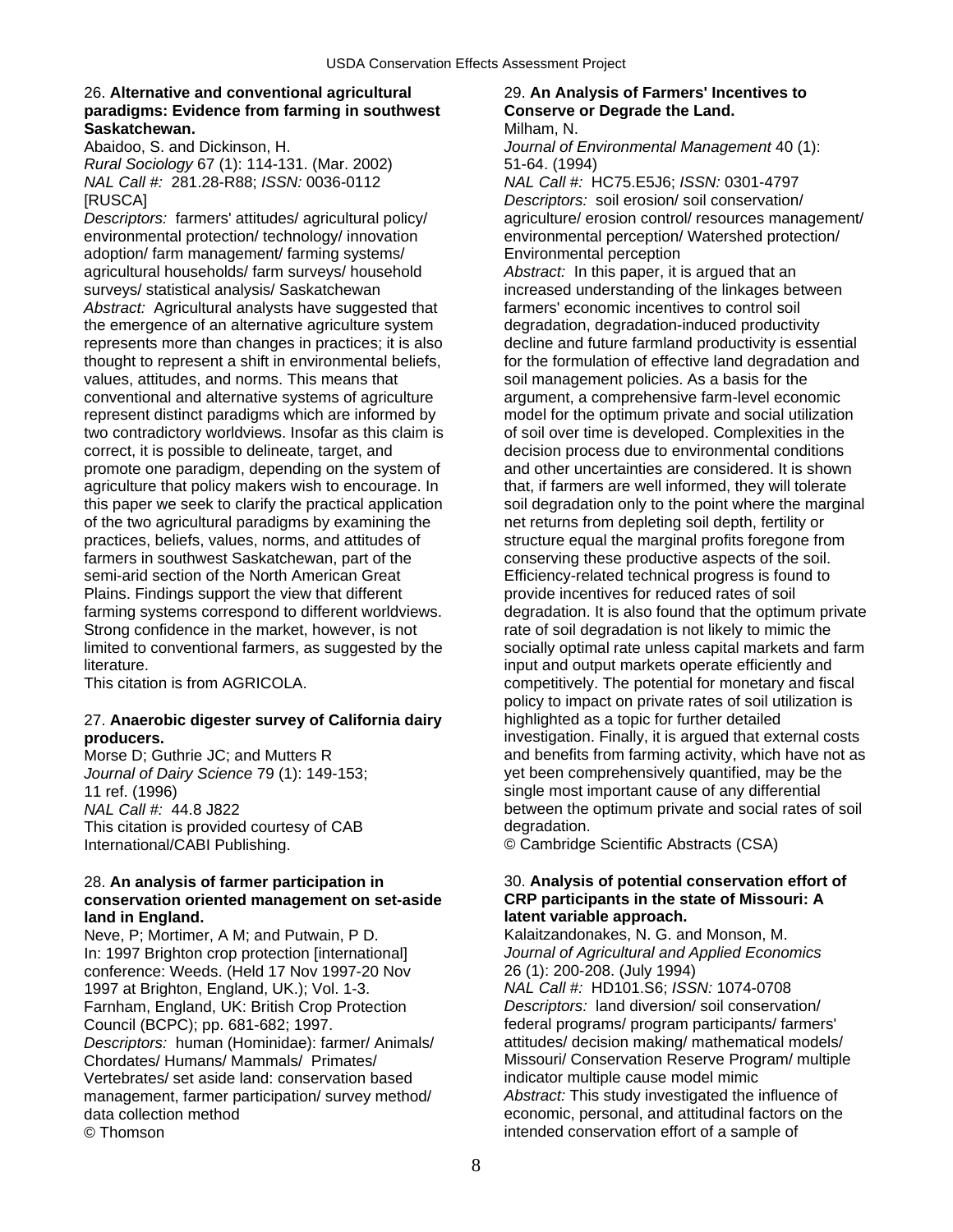26. **Alternative and conventional agricultural paradigms: Evidence from farming in southwest Saskatchewan.**
Abaidoo, S. and Dickinson, H.
*Rural Sociology* 67 (1): 114-131. (Mar. 2002)
*NAL Call #:* 281.28-R88; *ISSN:* 0036-0112 [RUSCA]
*Descriptors:* farmers' attitudes/ agricultural policy/ environmental protection/ technology/ innovation adoption/ farm management/ farming systems/ agricultural households/ farm surveys/ household surveys/ statistical analysis/ Saskatchewan
*Abstract:* Agricultural analysts have suggested that the emergence of an alternative agriculture system represents more than changes in practices; it is also thought to represent a shift in environmental beliefs, values, attitudes, and norms. This means that conventional and alternative systems of agriculture represent distinct paradigms which are informed by two contradictory worldviews. Insofar as this claim is correct, it is possible to delineate, target, and promote one paradigm, depending on the system of agriculture that policy makers wish to encourage. In this paper we seek to clarify the practical application of the two agricultural paradigms by examining the practices, beliefs, values, norms, and attitudes of farmers in southwest Saskatchewan, part of the semi-arid section of the North American Great Plains. Findings support the view that different farming systems correspond to different worldviews. Strong confidence in the market, however, is not limited to conventional farmers, as suggested by the literature.
This citation is from AGRICOLA.

27. **Anaerobic digester survey of California dairy producers.**
Morse D; Guthrie JC; and Mutters R
*Journal of Dairy Science* 79 (1): 149-153; 11 ref. (1996)
*NAL Call #:* 44.8 J822
This citation is provided courtesy of CAB International/CABI Publishing.

28. **An analysis of farmer participation in conservation oriented management on set-aside land in England.**
Neve, P; Mortimer, A M; and Putwain, P D.
In: 1997 Brighton crop protection [international] conference: Weeds. (Held 17 Nov 1997-20 Nov 1997 at Brighton, England, UK.); Vol. 1-3. Farnham, England, UK: British Crop Protection Council (BCPC); pp. 681-682; 1997.
*Descriptors:* human (Hominidae): farmer/ Animals/ Chordates/ Humans/ Mammals/ Primates/ Vertebrates/ set aside land: conservation based management, farmer participation/ survey method/ data collection method
© Thomson

29. **An Analysis of Farmers' Incentives to Conserve or Degrade the Land.**
Milham, N.
*Journal of Environmental Management* 40 (1): 51-64. (1994)
*NAL Call #:* HC75.E5J6; *ISSN:* 0301-4797
*Descriptors:* soil erosion/ soil conservation/ agriculture/ erosion control/ resources management/ environmental perception/ Watershed protection/ Environmental perception
*Abstract:* In this paper, it is argued that an increased understanding of the linkages between farmers' economic incentives to control soil degradation, degradation-induced productivity decline and future farmland productivity is essential for the formulation of effective land degradation and soil management policies. As a basis for the argument, a comprehensive farm-level economic model for the optimum private and social utilization of soil over time is developed. Complexities in the decision process due to environmental conditions and other uncertainties are considered. It is shown that, if farmers are well informed, they will tolerate soil degradation only to the point where the marginal net returns from depleting soil depth, fertility or structure equal the marginal profits foregone from conserving these productive aspects of the soil. Efficiency-related technical progress is found to provide incentives for reduced rates of soil degradation. It is also found that the optimum private rate of soil degradation is not likely to mimic the socially optimal rate unless capital markets and farm input and output markets operate efficiently and competitively. The potential for monetary and fiscal policy to impact on private rates of soil utilization is highlighted as a topic for further detailed investigation. Finally, it is argued that external costs and benefits from farming activity, which have not as yet been comprehensively quantified, may be the single most important cause of any differential between the optimum private and social rates of soil degradation.
© Cambridge Scientific Abstracts (CSA)

30. **Analysis of potential conservation effort of CRP participants in the state of Missouri: A latent variable approach.**
Kalaitzandonakes, N. G. and Monson, M.
*Journal of Agricultural and Applied Economics* 26 (1): 200-208. (July 1994)
*NAL Call #:* HD101.S6; *ISSN:* 1074-0708
*Descriptors:* land diversion/ soil conservation/ federal programs/ program participants/ farmers' attitudes/ decision making/ mathematical models/ Missouri/ Conservation Reserve Program/ multiple indicator multiple cause model mimic
*Abstract:* This study investigated the influence of economic, personal, and attitudinal factors on the intended conservation effort of a sample of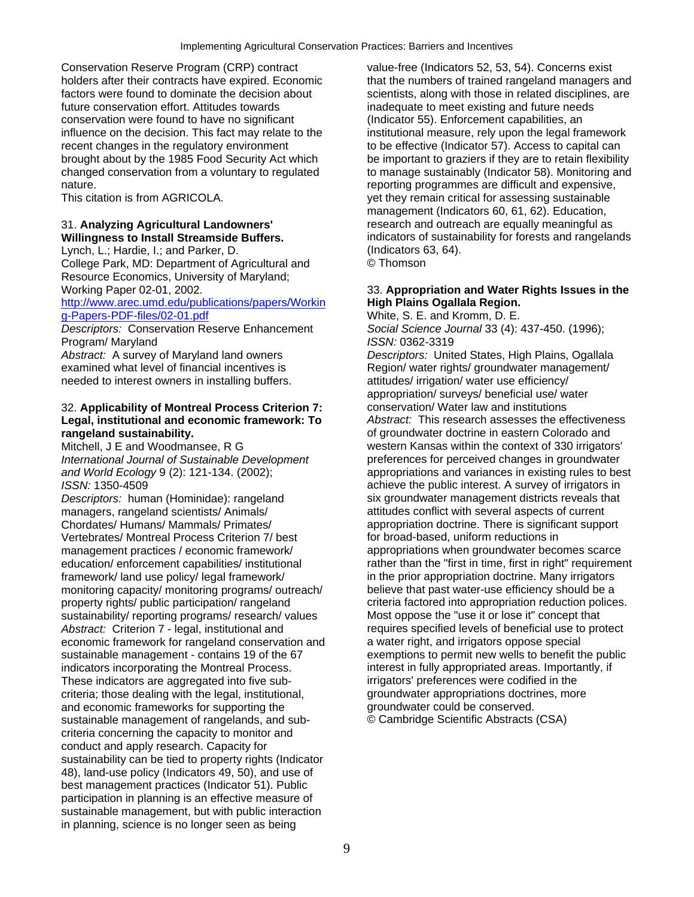Conservation Reserve Program (CRP) contract holders after their contracts have expired. Economic factors were found to dominate the decision about future conservation effort. Attitudes towards conservation were found to have no significant influence on the decision. This fact may relate to the recent changes in the regulatory environment brought about by the 1985 Food Security Act which changed conservation from a voluntary to regulated nature.
This citation is from AGRICOLA.

31. **Analyzing Agricultural Landowners' Willingness to Install Streamside Buffers.**
Lynch, L.; Hardie, I.; and Parker, D.
College Park, MD: Department of Agricultural and Resource Economics, University of Maryland; Working Paper 02-01, 2002.
http://www.arec.umd.edu/publications/papers/Working-Papers-PDF-files/02-01.pdf
*Descriptors:* Conservation Reserve Enhancement Program/ Maryland
*Abstract:* A survey of Maryland land owners examined what level of financial incentives is needed to interest owners in installing buffers.

32. **Applicability of Montreal Process Criterion 7: Legal, institutional and economic framework: To rangeland sustainability.**
Mitchell, J E and Woodmansee, R G
*International Journal of Sustainable Development and World Ecology* 9 (2): 121-134. (2002);
*ISSN:* 1350-4509
*Descriptors:* human (Hominidae): rangeland managers, rangeland scientists/ Animals/ Chordates/ Humans/ Mammals/ Primates/ Vertebrates/ Montreal Process Criterion 7/ best management practices / economic framework/ education/ enforcement capabilities/ institutional framework/ land use policy/ legal framework/ monitoring capacity/ monitoring programs/ outreach/ property rights/ public participation/ rangeland sustainability/ reporting programs/ research/ values
*Abstract:* Criterion 7 - legal, institutional and economic framework for rangeland conservation and sustainable management - contains 19 of the 67 indicators incorporating the Montreal Process. These indicators are aggregated into five sub-criteria; those dealing with the legal, institutional, and economic frameworks for supporting the sustainable management of rangelands, and sub-criteria concerning the capacity to monitor and conduct and apply research. Capacity for sustainability can be tied to property rights (Indicator 48), land-use policy (Indicators 49, 50), and use of best management practices (Indicator 51). Public participation in planning is an effective measure of sustainable management, but with public interaction in planning, science is no longer seen as being value-free (Indicators 52, 53, 54). Concerns exist that the numbers of trained rangeland managers and scientists, along with those in related disciplines, are inadequate to meet existing and future needs (Indicator 55). Enforcement capabilities, an institutional measure, rely upon the legal framework to be effective (Indicator 57). Access to capital can be important to graziers if they are to retain flexibility to manage sustainably (Indicator 58). Monitoring and reporting programmes are difficult and expensive, yet they remain critical for assessing sustainable management (Indicators 60, 61, 62). Education, research and outreach are equally meaningful as indicators of sustainability for forests and rangelands (Indicators 63, 64).
© Thomson

33. **Appropriation and Water Rights Issues in the High Plains Ogallala Region.**
White, S. E. and Kromm, D. E.
*Social Science Journal* 33 (4): 437-450. (1996);
*ISSN:* 0362-3319
*Descriptors:* United States, High Plains, Ogallala Region/ water rights/ groundwater management/ attitudes/ irrigation/ water use efficiency/ appropriation/ surveys/ beneficial use/ water conservation/ Water law and institutions
*Abstract:* This research assesses the effectiveness of groundwater doctrine in eastern Colorado and western Kansas within the context of 330 irrigators' preferences for perceived changes in groundwater appropriations and variances in existing rules to best achieve the public interest. A survey of irrigators in six groundwater management districts reveals that attitudes conflict with several aspects of current appropriation doctrine. There is significant support for broad-based, uniform reductions in appropriations when groundwater becomes scarce rather than the "first in time, first in right" requirement in the prior appropriation doctrine. Many irrigators believe that past water-use efficiency should be a criteria factored into appropriation reduction polices. Most oppose the "use it or lose it" concept that requires specified levels of beneficial use to protect a water right, and irrigators oppose special exemptions to permit new wells to benefit the public interest in fully appropriated areas. Importantly, if irrigators' preferences were codified in the groundwater appropriations doctrines, more groundwater could be conserved.
© Cambridge Scientific Abstracts (CSA)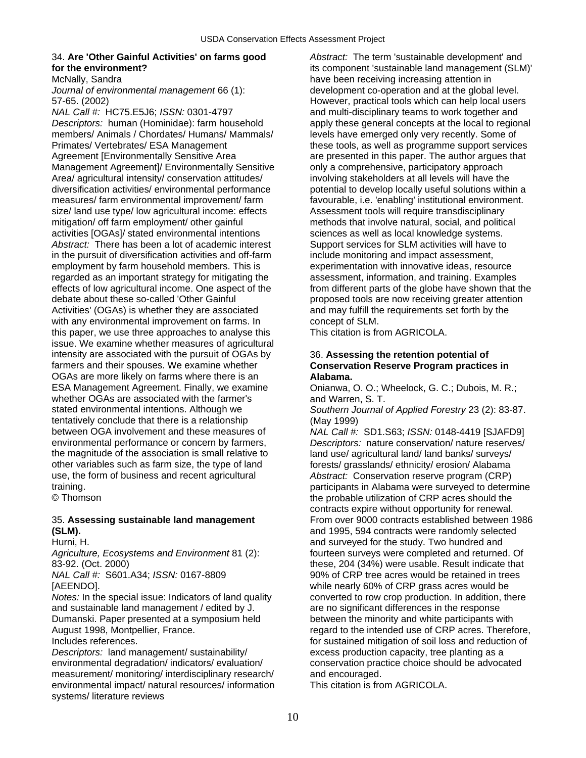34. **Are 'Other Gainful Activities' on farms good for the environment?**

McNally, Sandra

*Journal of environmental management* 66 (1): 57-65. (2002)

*NAL Call #:* HC75.E5J6; *ISSN:* 0301-4797

*Descriptors:* human (Hominidae): farm household members/ Animals / Chordates/ Humans/ Mammals/ Primates/ Vertebrates/ ESA Management Agreement [Environmentally Sensitive Area Management Agreement]/ Environmentally Sensitive Area/ agricultural intensity/ conservation attitudes/ diversification activities/ environmental performance measures/ farm environmental improvement/ farm size/ land use type/ low agricultural income: effects mitigation/ off farm employment/ other gainful activities [OGAs]/ stated environmental intentions

*Abstract:* There has been a lot of academic interest in the pursuit of diversification activities and off-farm employment by farm household members. This is regarded as an important strategy for mitigating the effects of low agricultural income. One aspect of the debate about these so-called 'Other Gainful Activities' (OGAs) is whether they are associated with any environmental improvement on farms. In this paper, we use three approaches to analyse this issue. We examine whether measures of agricultural intensity are associated with the pursuit of OGAs by farmers and their spouses. We examine whether OGAs are more likely on farms where there is an ESA Management Agreement. Finally, we examine whether OGAs are associated with the farmer's stated environmental intentions. Although we tentatively conclude that there is a relationship between OGA involvement and these measures of environmental performance or concern by farmers, the magnitude of the association is small relative to other variables such as farm size, the type of land use, the form of business and recent agricultural training.

© Thomson

35. **Assessing sustainable land management (SLM).**

Hurni, H.

*Agriculture, Ecosystems and Environment* 81 (2): 83-92. (Oct. 2000)

*NAL Call #:* S601.A34; *ISSN:* 0167-8809 [AEENDO].

*Notes:* In the special issue: Indicators of land quality and sustainable land management / edited by J. Dumanski. Paper presented at a symposium held August 1998, Montpellier, France.

Includes references.

*Descriptors:* land management/ sustainability/ environmental degradation/ indicators/ evaluation/ measurement/ monitoring/ interdisciplinary research/ environmental impact/ natural resources/ information systems/ literature reviews

*Abstract:* The term 'sustainable development' and its component 'sustainable land management (SLM)' have been receiving increasing attention in development co-operation and at the global level. However, practical tools which can help local users and multi-disciplinary teams to work together and apply these general concepts at the local to regional levels have emerged only very recently. Some of these tools, as well as programme support services are presented in this paper. The author argues that only a comprehensive, participatory approach involving stakeholders at all levels will have the potential to develop locally useful solutions within a favourable, i.e. 'enabling' institutional environment. Assessment tools will require transdisciplinary methods that involve natural, social, and political sciences as well as local knowledge systems. Support services for SLM activities will have to include monitoring and impact assessment, experimentation with innovative ideas, resource assessment, information, and training. Examples from different parts of the globe have shown that the proposed tools are now receiving greater attention and may fulfill the requirements set forth by the concept of SLM.

This citation is from AGRICOLA.

36. **Assessing the retention potential of Conservation Reserve Program practices in Alabama.**

Onianwa, O. O.; Wheelock, G. C.; Dubois, M. R.; and Warren, S. T.

*Southern Journal of Applied Forestry* 23 (2): 83-87. (May 1999)

*NAL Call #:* SD1.S63; *ISSN:* 0148-4419 [SJAFD9]

*Descriptors:* nature conservation/ nature reserves/ land use/ agricultural land/ land banks/ surveys/ forests/ grasslands/ ethnicity/ erosion/ Alabama

*Abstract:* Conservation reserve program (CRP) participants in Alabama were surveyed to determine the probable utilization of CRP acres should the contracts expire without opportunity for renewal. From over 9000 contracts established between 1986 and 1995, 594 contracts were randomly selected and surveyed for the study. Two hundred and fourteen surveys were completed and returned. Of these, 204 (34%) were usable. Result indicate that 90% of CRP tree acres would be retained in trees while nearly 60% of CRP grass acres would be converted to row crop production. In addition, there are no significant differences in the response between the minority and white participants with regard to the intended use of CRP acres. Therefore, for sustained mitigation of soil loss and reduction of excess production capacity, tree planting as a conservation practice choice should be advocated and encouraged.

This citation is from AGRICOLA.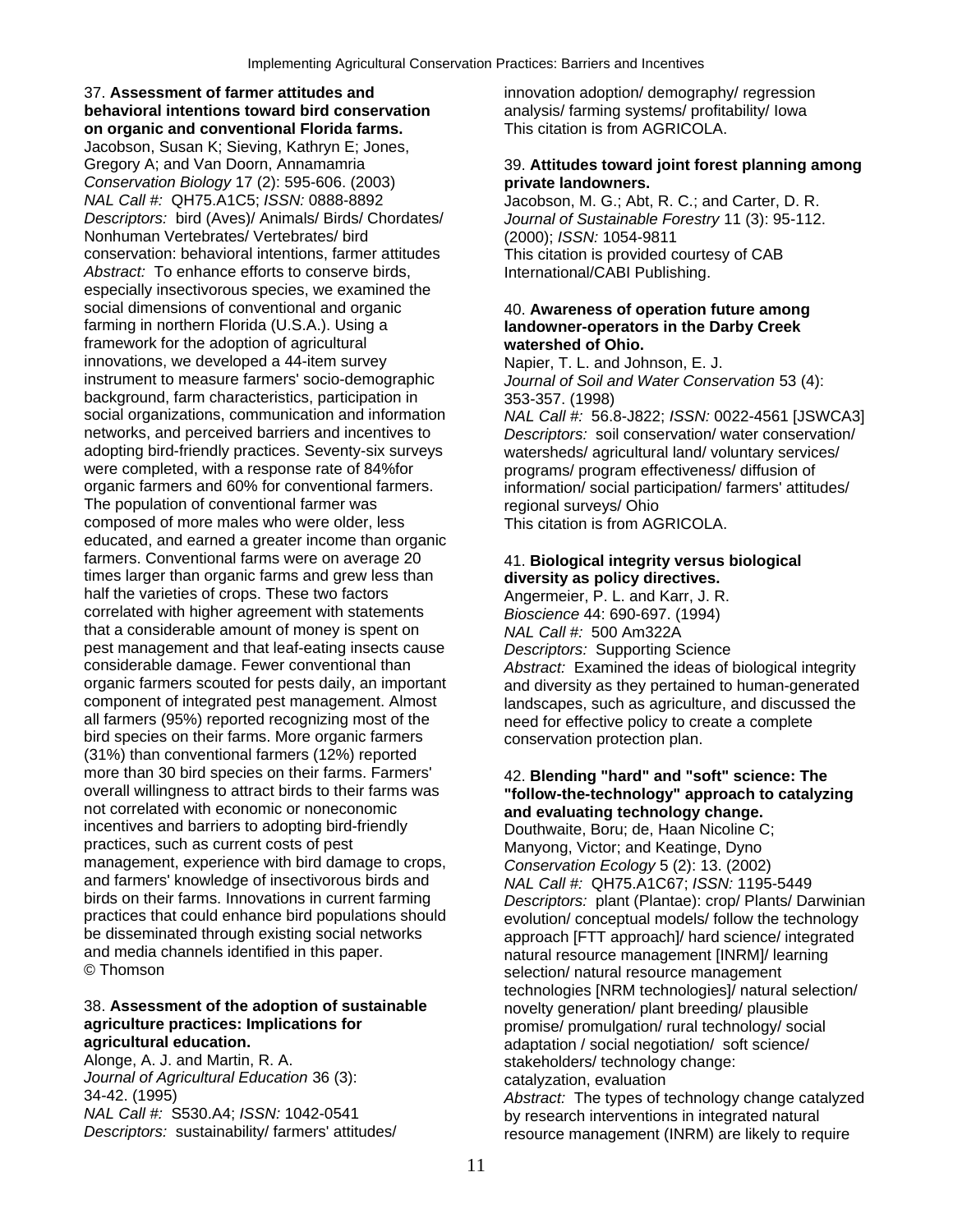37. **Assessment of farmer attitudes and behavioral intentions toward bird conservation on organic and conventional Florida farms.**
Jacobson, Susan K; Sieving, Kathryn E; Jones, Gregory A; and Van Doorn, Annamamria
*Conservation Biology* 17 (2): 595-606. (2003)
*NAL Call #:* QH75.A1C5; *ISSN:* 0888-8892
*Descriptors:* bird (Aves)/ Animals/ Birds/ Chordates/ Nonhuman Vertebrates/ Vertebrates/ bird conservation: behavioral intentions, farmer attitudes
*Abstract:* To enhance efforts to conserve birds, especially insectivorous species, we examined the social dimensions of conventional and organic farming in northern Florida (U.S.A.). Using a framework for the adoption of agricultural innovations, we developed a 44-item survey instrument to measure farmers' socio-demographic background, farm characteristics, participation in social organizations, communication and information networks, and perceived barriers and incentives to adopting bird-friendly practices. Seventy-six surveys were completed, with a response rate of 84%for organic farmers and 60% for conventional farmers. The population of conventional farmer was composed of more males who were older, less educated, and earned a greater income than organic farmers. Conventional farms were on average 20 times larger than organic farms and grew less than half the varieties of crops. These two factors correlated with higher agreement with statements that a considerable amount of money is spent on pest management and that leaf-eating insects cause considerable damage. Fewer conventional than organic farmers scouted for pests daily, an important component of integrated pest management. Almost all farmers (95%) reported recognizing most of the bird species on their farms. More organic farmers (31%) than conventional farmers (12%) reported more than 30 bird species on their farms. Farmers' overall willingness to attract birds to their farms was not correlated with economic or noneconomic incentives and barriers to adopting bird-friendly practices, such as current costs of pest management, experience with bird damage to crops, and farmers' knowledge of insectivorous birds and birds on their farms. Innovations in current farming practices that could enhance bird populations should be disseminated through existing social networks and media channels identified in this paper.
© Thomson

38. **Assessment of the adoption of sustainable agriculture practices: Implications for agricultural education.**
Alonge, A. J. and Martin, R. A.
*Journal of Agricultural Education* 36 (3): 34-42. (1995)
*NAL Call #:* S530.A4; *ISSN:* 1042-0541
*Descriptors:* sustainability/ farmers' attitudes/ innovation adoption/ demography/ regression analysis/ farming systems/ profitability/ Iowa
This citation is from AGRICOLA.

39. **Attitudes toward joint forest planning among private landowners.**
Jacobson, M. G.; Abt, R. C.; and Carter, D. R.
*Journal of Sustainable Forestry* 11 (3): 95-112. (2000); *ISSN:* 1054-9811
This citation is provided courtesy of CAB International/CABI Publishing.

40. **Awareness of operation future among landowner-operators in the Darby Creek watershed of Ohio.**
Napier, T. L. and Johnson, E. J.
*Journal of Soil and Water Conservation* 53 (4): 353-357. (1998)
*NAL Call #:* 56.8-J822; *ISSN:* 0022-4561 [JSWCA3]
*Descriptors:* soil conservation/ water conservation/ watersheds/ agricultural land/ voluntary services/ programs/ program effectiveness/ diffusion of information/ social participation/ farmers' attitudes/ regional surveys/ Ohio
This citation is from AGRICOLA.

41. **Biological integrity versus biological diversity as policy directives.**
Angermeier, P. L. and Karr, J. R.
*Bioscience* 44: 690-697. (1994)
*NAL Call #:* 500 Am322A
*Descriptors:* Supporting Science
*Abstract:* Examined the ideas of biological integrity and diversity as they pertained to human-generated landscapes, such as agriculture, and discussed the need for effective policy to create a complete conservation protection plan.

42. **Blending "hard" and "soft" science: The "follow-the-technology" approach to catalyzing and evaluating technology change.**
Douthwaite, Boru; de, Haan Nicoline C; Manyong, Victor; and Keatinge, Dyno
*Conservation Ecology* 5 (2): 13. (2002)
*NAL Call #:* QH75.A1C67; *ISSN:* 1195-5449
*Descriptors:* plant (Plantae): crop/ Plants/ Darwinian evolution/ conceptual models/ follow the technology approach [FTT approach]/ hard science/ integrated natural resource management [INRM]/ learning selection/ natural resource management technologies [NRM technologies]/ natural selection/ novelty generation/ plant breeding/ plausible promise/ promulgation/ rural technology/ social adaptation / social negotiation/ soft science/ stakeholders/ technology change: catalyzation, evaluation
*Abstract:* The types of technology change catalyzed by research interventions in integrated natural resource management (INRM) are likely to require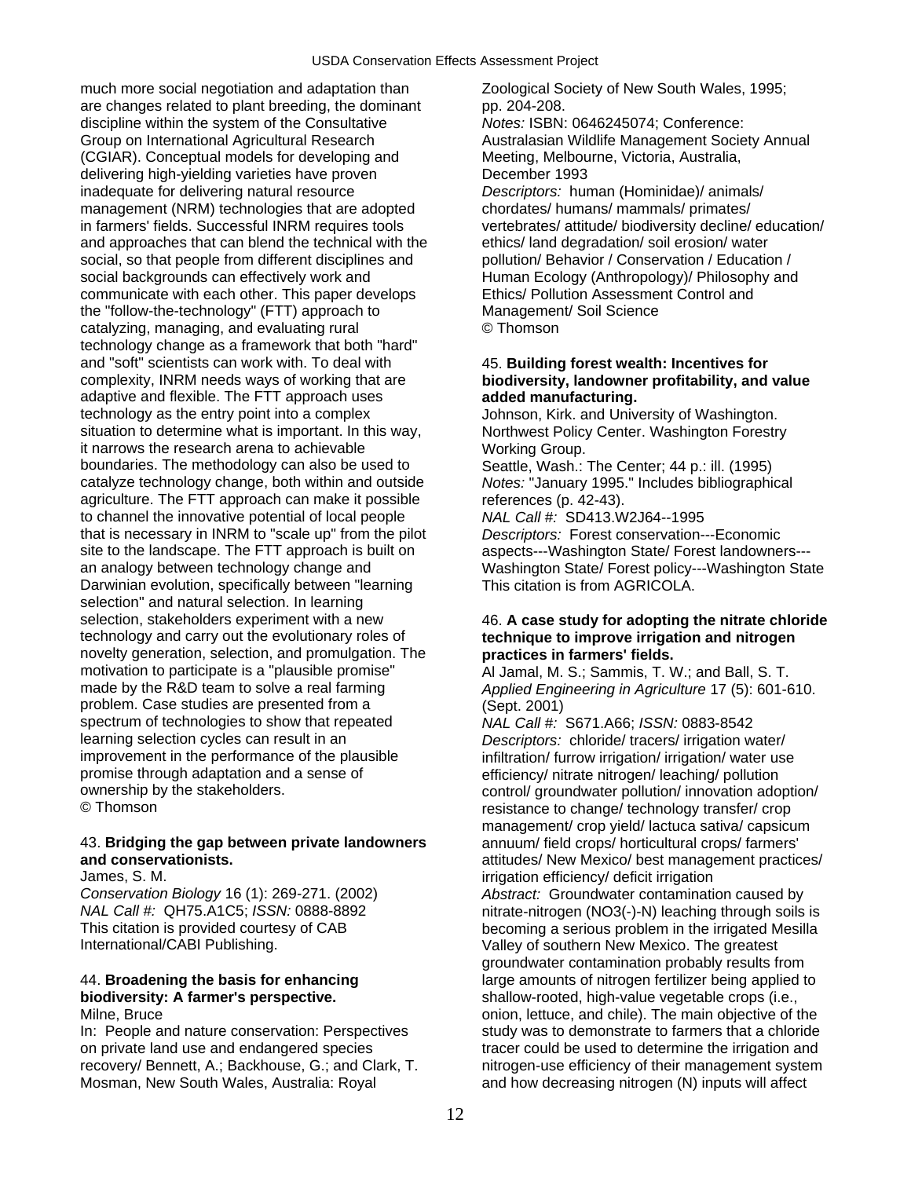much more social negotiation and adaptation than are changes related to plant breeding, the dominant discipline within the system of the Consultative Group on International Agricultural Research (CGIAR). Conceptual models for developing and delivering high-yielding varieties have proven inadequate for delivering natural resource management (NRM) technologies that are adopted in farmers' fields. Successful INRM requires tools and approaches that can blend the technical with the social, so that people from different disciplines and social backgrounds can effectively work and communicate with each other. This paper develops the "follow-the-technology" (FTT) approach to catalyzing, managing, and evaluating rural technology change as a framework that both "hard" and "soft" scientists can work with. To deal with complexity, INRM needs ways of working that are adaptive and flexible. The FTT approach uses technology as the entry point into a complex situation to determine what is important. In this way, it narrows the research arena to achievable boundaries. The methodology can also be used to catalyze technology change, both within and outside agriculture. The FTT approach can make it possible to channel the innovative potential of local people that is necessary in INRM to "scale up" from the pilot site to the landscape. The FTT approach is built on an analogy between technology change and Darwinian evolution, specifically between "learning selection" and natural selection. In learning selection, stakeholders experiment with a new technology and carry out the evolutionary roles of novelty generation, selection, and promulgation. The motivation to participate is a "plausible promise" made by the R&D team to solve a real farming problem. Case studies are presented from a spectrum of technologies to show that repeated learning selection cycles can result in an improvement in the performance of the plausible promise through adaptation and a sense of ownership by the stakeholders.
© Thomson

43. **Bridging the gap between private landowners and conservationists.**
James, S. M.
*Conservation Biology* 16 (1): 269-271. (2002)
*NAL Call #:* QH75.A1C5; *ISSN:* 0888-8892
This citation is provided courtesy of CAB International/CABI Publishing.

44. **Broadening the basis for enhancing biodiversity: A farmer's perspective.**
Milne, Bruce
In: People and nature conservation: Perspectives on private land use and endangered species recovery/ Bennett, A.; Backhouse, G.; and Clark, T. Mosman, New South Wales, Australia: Royal Zoological Society of New South Wales, 1995; pp. 204-208.
*Notes:* ISBN: 0646245074; Conference: Australasian Wildlife Management Society Annual Meeting, Melbourne, Victoria, Australia, December 1993
*Descriptors:* human (Hominidae)/ animals/ chordates/ humans/ mammals/ primates/ vertebrates/ attitude/ biodiversity decline/ education/ ethics/ land degradation/ soil erosion/ water pollution/ Behavior / Conservation / Education / Human Ecology (Anthropology)/ Philosophy and Ethics/ Pollution Assessment Control and Management/ Soil Science
© Thomson

45. **Building forest wealth: Incentives for biodiversity, landowner profitability, and value added manufacturing.**
Johnson, Kirk. and University of Washington. Northwest Policy Center. Washington Forestry Working Group.
Seattle, Wash.: The Center; 44 p.: ill. (1995)
*Notes:* "January 1995." Includes bibliographical references (p. 42-43).
*NAL Call #:* SD413.W2J64--1995
*Descriptors:* Forest conservation---Economic aspects---Washington State/ Forest landowners---Washington State/ Forest policy---Washington State
This citation is from AGRICOLA.

46. **A case study for adopting the nitrate chloride technique to improve irrigation and nitrogen practices in farmers' fields.**
Al Jamal, M. S.; Sammis, T. W.; and Ball, S. T.
*Applied Engineering in Agriculture* 17 (5): 601-610. (Sept. 2001)
*NAL Call #:* S671.A66; *ISSN:* 0883-8542
*Descriptors:* chloride/ tracers/ irrigation water/ infiltration/ furrow irrigation/ irrigation/ water use efficiency/ nitrate nitrogen/ leaching/ pollution control/ groundwater pollution/ innovation adoption/ resistance to change/ technology transfer/ crop management/ crop yield/ lactuca sativa/ capsicum annuum/ field crops/ horticultural crops/ farmers' attitudes/ New Mexico/ best management practices/ irrigation efficiency/ deficit irrigation
*Abstract:* Groundwater contamination caused by nitrate-nitrogen ($NO_3^-$-N) leaching through soils is becoming a serious problem in the irrigated Mesilla Valley of southern New Mexico. The greatest groundwater contamination probably results from large amounts of nitrogen fertilizer being applied to shallow-rooted, high-value vegetable crops (i.e., onion, lettuce, and chile). The main objective of the study was to demonstrate to farmers that a chloride tracer could be used to determine the irrigation and nitrogen-use efficiency of their management system and how decreasing nitrogen (N) inputs will affect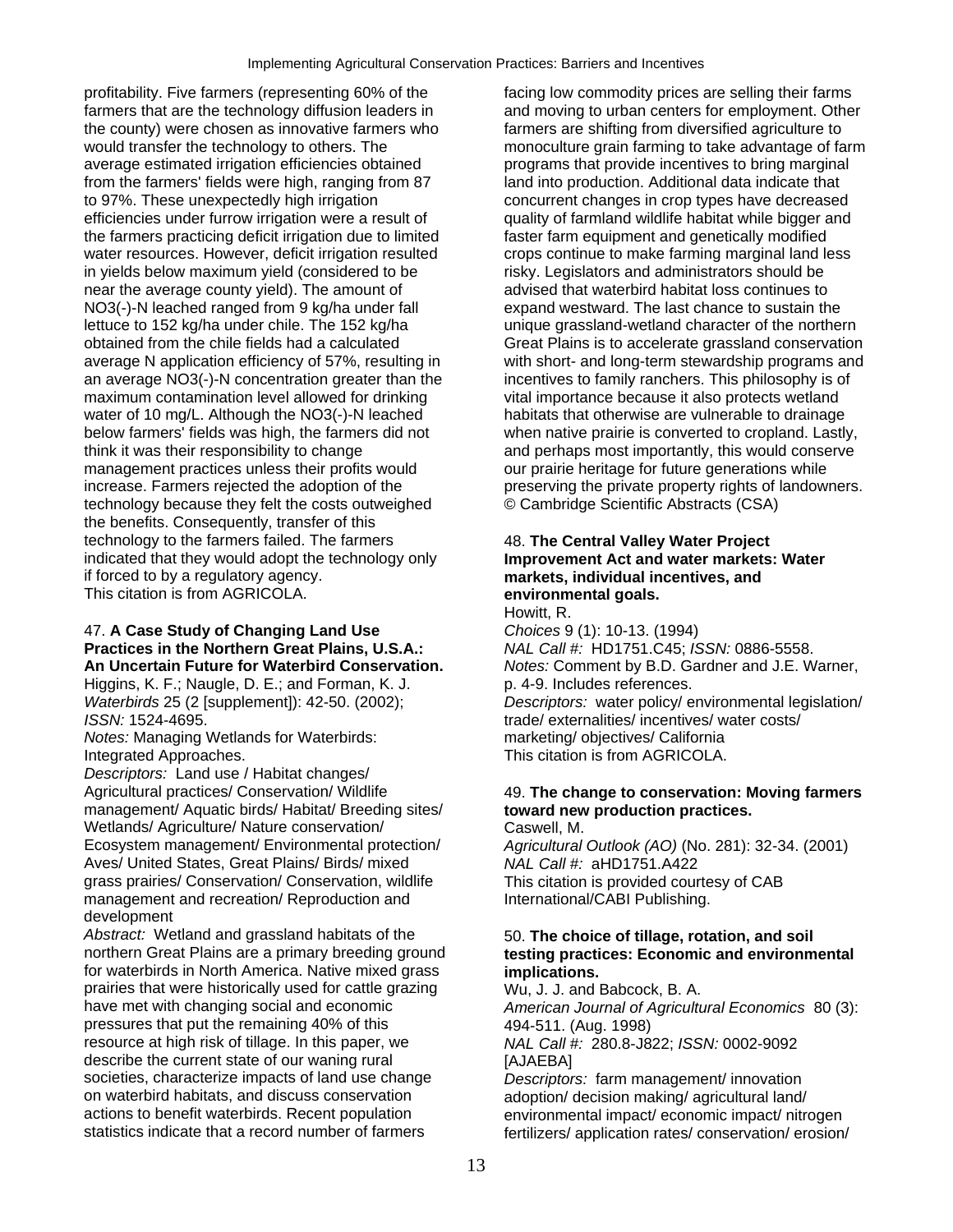profitability. Five farmers (representing 60% of the farmers that are the technology diffusion leaders in the county) were chosen as innovative farmers who would transfer the technology to others. The average estimated irrigation efficiencies obtained from the farmers' fields were high, ranging from 87 to 97%. These unexpectedly high irrigation efficiencies under furrow irrigation were a result of the farmers practicing deficit irrigation due to limited water resources. However, deficit irrigation resulted in yields below maximum yield (considered to be near the average county yield). The amount of NO3(-)-N leached ranged from 9 kg/ha under fall lettuce to 152 kg/ha under chile. The 152 kg/ha obtained from the chile fields had a calculated average N application efficiency of 57%, resulting in an average NO3(-)-N concentration greater than the maximum contamination level allowed for drinking water of 10 mg/L. Although the NO3(-)-N leached below farmers' fields was high, the farmers did not think it was their responsibility to change management practices unless their profits would increase. Farmers rejected the adoption of the technology because they felt the costs outweighed the benefits. Consequently, transfer of this technology to the farmers failed. The farmers indicated that they would adopt the technology only if forced to by a regulatory agency.
This citation is from AGRICOLA.

47. **A Case Study of Changing Land Use Practices in the Northern Great Plains, U.S.A.: An Uncertain Future for Waterbird Conservation.**
Higgins, K. F.; Naugle, D. E.; and Forman, K. J.
*Waterbirds* 25 (2 [supplement]): 42-50. (2002); *ISSN:* 1524-4695.
*Notes:* Managing Wetlands for Waterbirds: Integrated Approaches.
*Descriptors:* Land use / Habitat changes/ Agricultural practices/ Conservation/ Wildlife management/ Aquatic birds/ Habitat/ Breeding sites/ Wetlands/ Agriculture/ Nature conservation/ Ecosystem management/ Environmental protection/ Aves/ United States, Great Plains/ Birds/ mixed grass prairies/ Conservation/ Conservation, wildlife management and recreation/ Reproduction and development
*Abstract:* Wetland and grassland habitats of the northern Great Plains are a primary breeding ground for waterbirds in North America. Native mixed grass prairies that were historically used for cattle grazing have met with changing social and economic pressures that put the remaining 40% of this resource at high risk of tillage. In this paper, we describe the current state of our waning rural societies, characterize impacts of land use change on waterbird habitats, and discuss conservation actions to benefit waterbirds. Recent population statistics indicate that a record number of farmers facing low commodity prices are selling their farms and moving to urban centers for employment. Other farmers are shifting from diversified agriculture to monoculture grain farming to take advantage of farm programs that provide incentives to bring marginal land into production. Additional data indicate that concurrent changes in crop types have decreased quality of farmland wildlife habitat while bigger and faster farm equipment and genetically modified crops continue to make farming marginal land less risky. Legislators and administrators should be advised that waterbird habitat loss continues to expand westward. The last chance to sustain the unique grassland-wetland character of the northern Great Plains is to accelerate grassland conservation with short- and long-term stewardship programs and incentives to family ranchers. This philosophy is of vital importance because it also protects wetland habitats that otherwise are vulnerable to drainage when native prairie is converted to cropland. Lastly, and perhaps most importantly, this would conserve our prairie heritage for future generations while preserving the private property rights of landowners.
© Cambridge Scientific Abstracts (CSA)

48. **The Central Valley Water Project Improvement Act and water markets: Water markets, individual incentives, and environmental goals.**
Howitt, R.
*Choices* 9 (1): 10-13. (1994)
*NAL Call #:* HD1751.C45; *ISSN:* 0886-5558.
*Notes:* Comment by B.D. Gardner and J.E. Warner, p. 4-9. Includes references.
*Descriptors:* water policy/ environmental legislation/ trade/ externalities/ incentives/ water costs/ marketing/ objectives/ California
This citation is from AGRICOLA.

49. **The change to conservation: Moving farmers toward new production practices.**
Caswell, M.
*Agricultural Outlook (AO)* (No. 281): 32-34. (2001)
*NAL Call #:* aHD1751.A422
This citation is provided courtesy of CAB International/CABI Publishing.

50. **The choice of tillage, rotation, and soil testing practices: Economic and environmental implications.**
Wu, J. J. and Babcock, B. A.
*American Journal of Agricultural Economics* 80 (3): 494-511. (Aug. 1998)
*NAL Call #:* 280.8-J822; *ISSN:* 0002-9092 [AJAEBA]
*Descriptors:* farm management/ innovation adoption/ decision making/ agricultural land/ environmental impact/ economic impact/ nitrogen fertilizers/ application rates/ conservation/ erosion/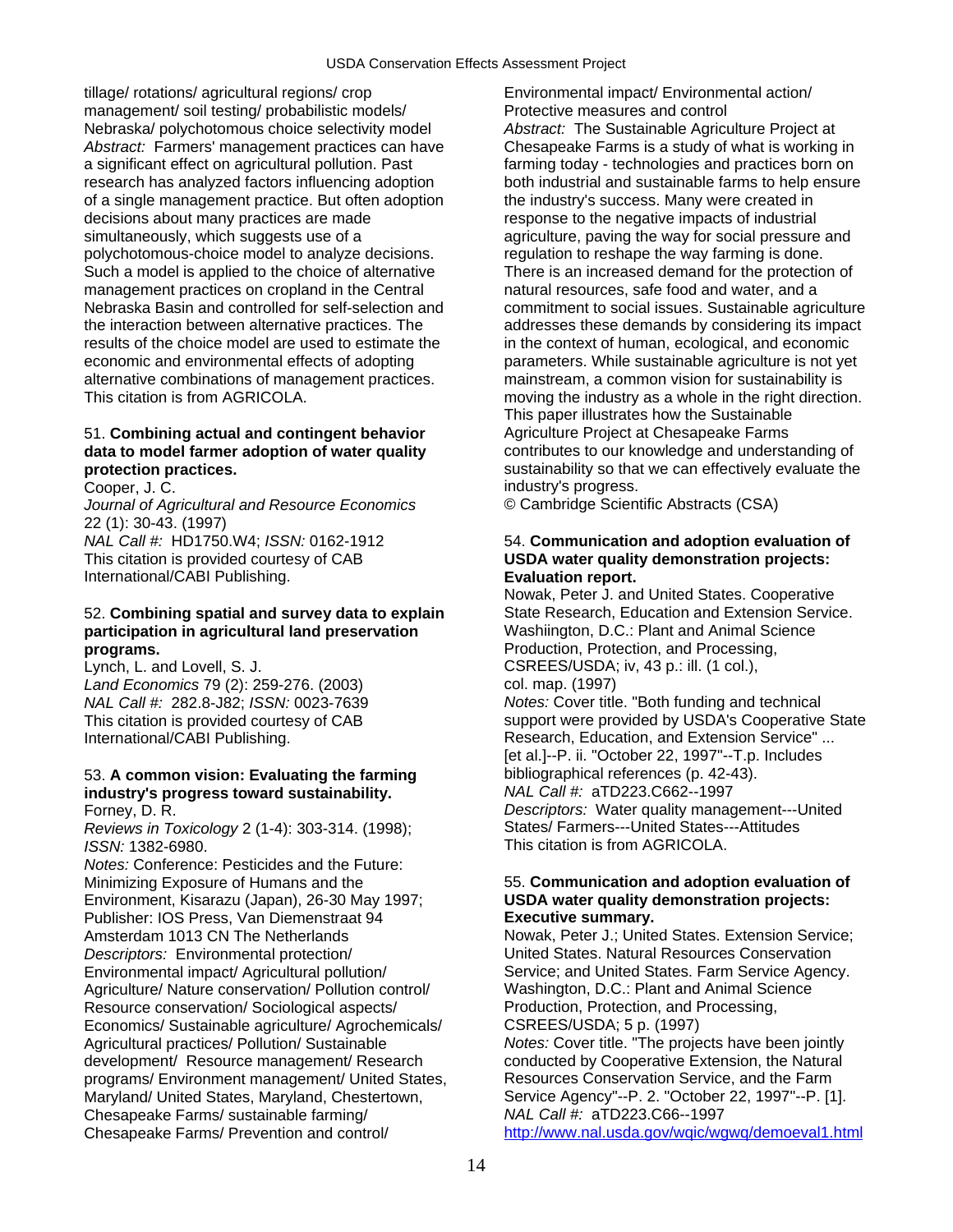tillage/ rotations/ agricultural regions/ crop management/ soil testing/ probabilistic models/ Nebraska/ polychotomous choice selectivity model

*Abstract:* Farmers' management practices can have a significant effect on agricultural pollution. Past research has analyzed factors influencing adoption of a single management practice. But often adoption decisions about many practices are made simultaneously, which suggests use of a polychotomous-choice model to analyze decisions. Such a model is applied to the choice of alternative management practices on cropland in the Central Nebraska Basin and controlled for self-selection and the interaction between alternative practices. The results of the choice model are used to estimate the economic and environmental effects of adopting alternative combinations of management practices.
This citation is from AGRICOLA.

51. **Combining actual and contingent behavior data to model farmer adoption of water quality protection practices.**
Cooper, J. C.
*Journal of Agricultural and Resource Economics* 22 (1): 30-43. (1997)
*NAL Call #:* HD1750.W4; *ISSN:* 0162-1912
This citation is provided courtesy of CAB International/CABI Publishing.

52. **Combining spatial and survey data to explain participation in agricultural land preservation programs.**
Lynch, L. and Lovell, S. J.
*Land Economics* 79 (2): 259-276. (2003)
*NAL Call #:* 282.8-J82; *ISSN:* 0023-7639
This citation is provided courtesy of CAB International/CABI Publishing.

53. **A common vision: Evaluating the farming industry's progress toward sustainability.**
Forney, D. R.
*Reviews in Toxicology* 2 (1-4): 303-314. (1998); *ISSN:* 1382-6980.
*Notes:* Conference: Pesticides and the Future: Minimizing Exposure of Humans and the Environment, Kisarazu (Japan), 26-30 May 1997; Publisher: IOS Press, Van Diemenstraat 94 Amsterdam 1013 CN The Netherlands
*Descriptors:* Environmental protection/ Environmental impact/ Agricultural pollution/ Agriculture/ Nature conservation/ Pollution control/ Resource conservation/ Sociological aspects/ Economics/ Sustainable agriculture/ Agrochemicals/ Agricultural practices/ Pollution/ Sustainable development/ Resource management/ Research programs/ Environment management/ United States, Maryland/ United States, Maryland, Chestertown, Chesapeake Farms/ sustainable farming/ Chesapeake Farms/ Prevention and control/ Environmental impact/ Environmental action/ Protective measures and control
*Abstract:* The Sustainable Agriculture Project at Chesapeake Farms is a study of what is working in farming today - technologies and practices born on both industrial and sustainable farms to help ensure the industry's success. Many were created in response to the negative impacts of industrial agriculture, paving the way for social pressure and regulation to reshape the way farming is done. There is an increased demand for the protection of natural resources, safe food and water, and a commitment to social issues. Sustainable agriculture addresses these demands by considering its impact in the context of human, ecological, and economic parameters. While sustainable agriculture is not yet mainstream, a common vision for sustainability is moving the industry as a whole in the right direction. This paper illustrates how the Sustainable Agriculture Project at Chesapeake Farms contributes to our knowledge and understanding of sustainability so that we can effectively evaluate the industry's progress.
© Cambridge Scientific Abstracts (CSA)

54. **Communication and adoption evaluation of USDA water quality demonstration projects: Evaluation report.**
Nowak, Peter J. and United States. Cooperative State Research, Education and Extension Service.
Washiington, D.C.: Plant and Animal Science Production, Protection, and Processing, CSREES/USDA; iv, 43 p.: ill. (1 col.), col. map. (1997)
*Notes:* Cover title. "Both funding and technical support were provided by USDA's Cooperative State Research, Education, and Extension Service" ... [et al.]--P. ii. "October 22, 1997"--T.p. Includes bibliographical references (p. 42-43).
*NAL Call #:* aTD223.C662--1997
*Descriptors:* Water quality management---United States/ Farmers---United States---Attitudes
This citation is from AGRICOLA.

55. **Communication and adoption evaluation of USDA water quality demonstration projects: Executive summary.**
Nowak, Peter J.; United States. Extension Service; United States. Natural Resources Conservation Service; and United States. Farm Service Agency.
Washington, D.C.: Plant and Animal Science Production, Protection, and Processing, CSREES/USDA; 5 p. (1997)
*Notes:* Cover title. "The projects have been jointly conducted by Cooperative Extension, the Natural Resources Conservation Service, and the Farm Service Agency"--P. 2. "October 22, 1997"--P. [1].
*NAL Call #:* aTD223.C66--1997
http://www.nal.usda.gov/wqic/wgwq/demoeval1.html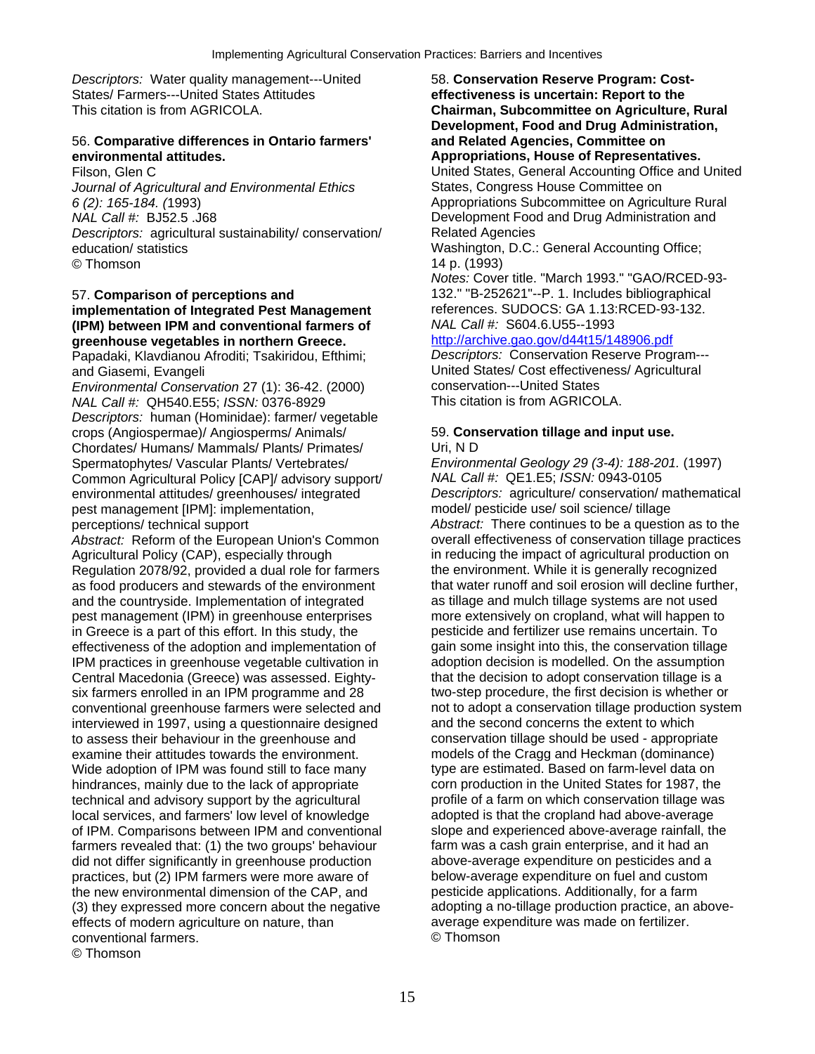*Descriptors:* Water quality management---United States/ Farmers---United States Attitudes
This citation is from AGRICOLA.

56. **Comparative differences in Ontario farmers' environmental attitudes.**
Filson, Glen C
*Journal of Agricultural and Environmental Ethics 6 (2): 165-184. (*1993)
*NAL Call #:* BJ52.5 .J68
*Descriptors:* agricultural sustainability/ conservation/ education/ statistics
© Thomson

57. **Comparison of perceptions and implementation of Integrated Pest Management (IPM) between IPM and conventional farmers of greenhouse vegetables in northern Greece.**
Papadaki, Klavdianou Afroditi; Tsakiridou, Efthimi; and Giasemi, Evangeli
*Environmental Conservation* 27 (1): 36-42. (2000)
*NAL Call #:* QH540.E55; *ISSN:* 0376-8929
*Descriptors:* human (Hominidae): farmer/ vegetable crops (Angiospermae)/ Angiosperms/ Animals/ Chordates/ Humans/ Mammals/ Plants/ Primates/ Spermatophytes/ Vascular Plants/ Vertebrates/ Common Agricultural Policy [CAP]/ advisory support/ environmental attitudes/ greenhouses/ integrated pest management [IPM]: implementation, perceptions/ technical support
*Abstract:* Reform of the European Union's Common Agricultural Policy (CAP), especially through Regulation 2078/92, provided a dual role for farmers as food producers and stewards of the environment and the countryside. Implementation of integrated pest management (IPM) in greenhouse enterprises in Greece is a part of this effort. In this study, the effectiveness of the adoption and implementation of IPM practices in greenhouse vegetable cultivation in Central Macedonia (Greece) was assessed. Eighty-six farmers enrolled in an IPM programme and 28 conventional greenhouse farmers were selected and interviewed in 1997, using a questionnaire designed to assess their behaviour in the greenhouse and examine their attitudes towards the environment. Wide adoption of IPM was found still to face many hindrances, mainly due to the lack of appropriate technical and advisory support by the agricultural local services, and farmers' low level of knowledge of IPM. Comparisons between IPM and conventional farmers revealed that: (1) the two groups' behaviour did not differ significantly in greenhouse production practices, but (2) IPM farmers were more aware of the new environmental dimension of the CAP, and (3) they expressed more concern about the negative effects of modern agriculture on nature, than conventional farmers.
© Thomson

58. **Conservation Reserve Program: Cost-effectiveness is uncertain: Report to the Chairman, Subcommittee on Agriculture, Rural Development, Food and Drug Administration, and Related Agencies, Committee on Appropriations, House of Representatives.**
United States, General Accounting Office and United States, Congress House Committee on Appropriations Subcommittee on Agriculture Rural Development Food and Drug Administration and Related Agencies
Washington, D.C.: General Accounting Office; 14 p. (1993)
*Notes:* Cover title. "March 1993." "GAO/RCED-93-132." "B-252621"--P. 1. Includes bibliographical references. SUDOCS: GA 1.13:RCED-93-132.
*NAL Call #:* S604.6.U55--1993
http://archive.gao.gov/d44t15/148906.pdf
*Descriptors:* Conservation Reserve Program---United States/ Cost effectiveness/ Agricultural conservation---United States
This citation is from AGRICOLA.

59. **Conservation tillage and input use.**
Uri, N D
*Environmental Geology 29 (3-4): 188-201.* (1997)
*NAL Call #:* QE1.E5; *ISSN:* 0943-0105
*Descriptors:* agriculture/ conservation/ mathematical model/ pesticide use/ soil science/ tillage
*Abstract:* There continues to be a question as to the overall effectiveness of conservation tillage practices in reducing the impact of agricultural production on the environment. While it is generally recognized that water runoff and soil erosion will decline further, as tillage and mulch tillage systems are not used more extensively on cropland, what will happen to pesticide and fertilizer use remains uncertain. To gain some insight into this, the conservation tillage adoption decision is modelled. On the assumption that the decision to adopt conservation tillage is a two-step procedure, the first decision is whether or not to adopt a conservation tillage production system and the second concerns the extent to which conservation tillage should be used - appropriate models of the Cragg and Heckman (dominance) type are estimated. Based on farm-level data on corn production in the United States for 1987, the profile of a farm on which conservation tillage was adopted is that the cropland had above-average slope and experienced above-average rainfall, the farm was a cash grain enterprise, and it had an above-average expenditure on pesticides and a below-average expenditure on fuel and custom pesticide applications. Additionally, for a farm adopting a no-tillage production practice, an above-average expenditure was made on fertilizer.
© Thomson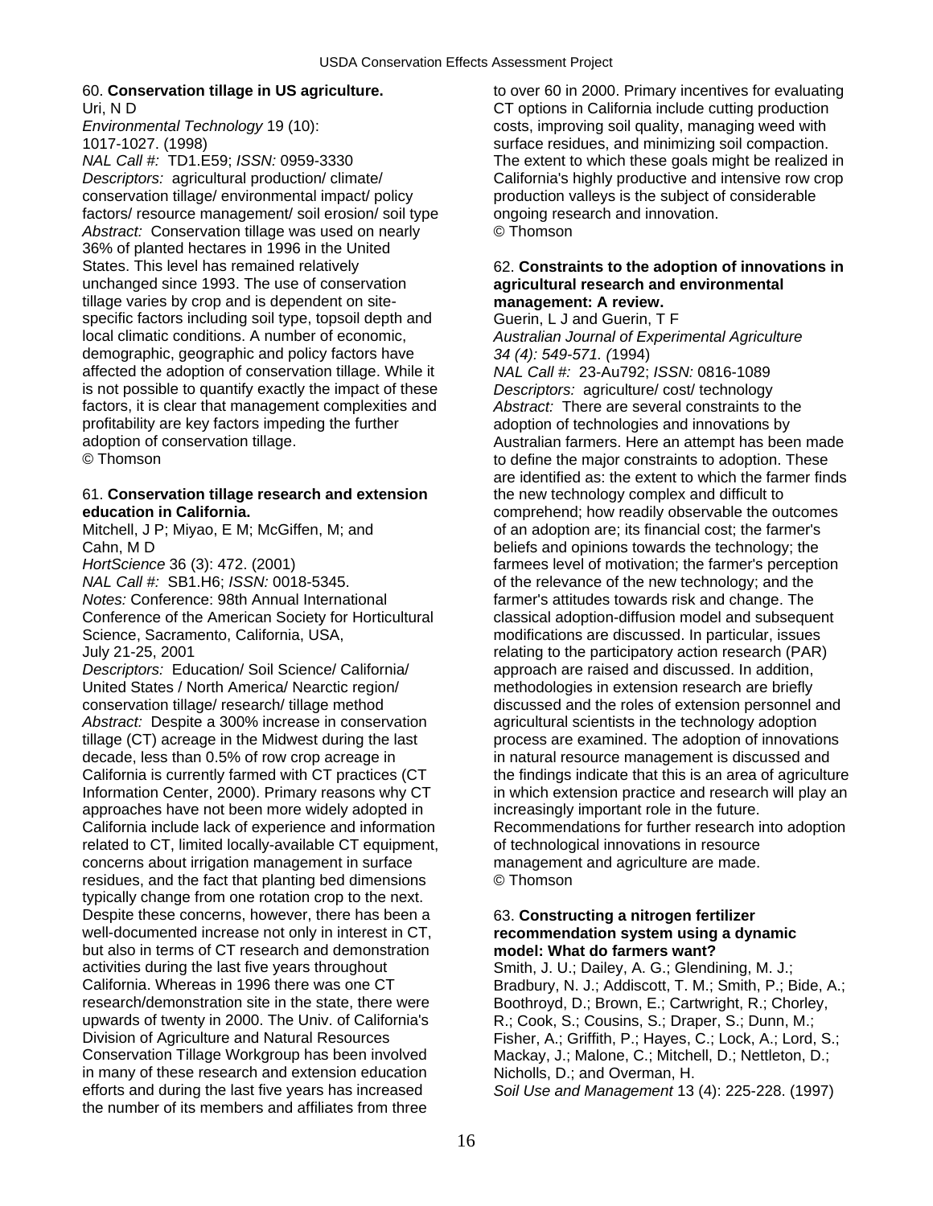60. **Conservation tillage in US agriculture.**
Uri, N D
*Environmental Technology* 19 (10): 1017-1027. (1998)
*NAL Call #:* TD1.E59; *ISSN:* 0959-3330
*Descriptors:* agricultural production/ climate/ conservation tillage/ environmental impact/ policy factors/ resource management/ soil erosion/ soil type
*Abstract:* Conservation tillage was used on nearly 36% of planted hectares in 1996 in the United States. This level has remained relatively unchanged since 1993. The use of conservation tillage varies by crop and is dependent on site-specific factors including soil type, topsoil depth and local climatic conditions. A number of economic, demographic, geographic and policy factors have affected the adoption of conservation tillage. While it is not possible to quantify exactly the impact of these factors, it is clear that management complexities and profitability are key factors impeding the further adoption of conservation tillage.
© Thomson

61. **Conservation tillage research and extension education in California.**
Mitchell, J P; Miyao, E M; McGiffen, M; and Cahn, M D
*HortScience* 36 (3): 472. (2001)
*NAL Call #:* SB1.H6; *ISSN:* 0018-5345.
*Notes:* Conference: 98th Annual International Conference of the American Society for Horticultural Science, Sacramento, California, USA, July 21-25, 2001
*Descriptors:* Education/ Soil Science/ California/ United States / North America/ Nearctic region/ conservation tillage/ research/ tillage method
*Abstract:* Despite a 300% increase in conservation tillage (CT) acreage in the Midwest during the last decade, less than 0.5% of row crop acreage in California is currently farmed with CT practices (CT Information Center, 2000). Primary reasons why CT approaches have not been more widely adopted in California include lack of experience and information related to CT, limited locally-available CT equipment, concerns about irrigation management in surface residues, and the fact that planting bed dimensions typically change from one rotation crop to the next. Despite these concerns, however, there has been a well-documented increase not only in interest in CT, but also in terms of CT research and demonstration activities during the last five years throughout California. Whereas in 1996 there was one CT research/demonstration site in the state, there were upwards of twenty in 2000. The Univ. of California's Division of Agriculture and Natural Resources Conservation Tillage Workgroup has been involved in many of these research and extension education efforts and during the last five years has increased the number of its members and affiliates from three to over 60 in 2000. Primary incentives for evaluating CT options in California include cutting production costs, improving soil quality, managing weed with surface residues, and minimizing soil compaction. The extent to which these goals might be realized in California's highly productive and intensive row crop production valleys is the subject of considerable ongoing research and innovation.
© Thomson

62. **Constraints to the adoption of innovations in agricultural research and environmental management: A review.**
Guerin, L J and Guerin, T F
*Australian Journal of Experimental Agriculture 34 (4): 549-571. (*1994)
*NAL Call #:* 23-Au792; *ISSN:* 0816-1089
*Descriptors:* agriculture/ cost/ technology
*Abstract:* There are several constraints to the adoption of technologies and innovations by Australian farmers. Here an attempt has been made to define the major constraints to adoption. These are identified as: the extent to which the farmer finds the new technology complex and difficult to comprehend; how readily observable the outcomes of an adoption are; its financial cost; the farmer's beliefs and opinions towards the technology; the farmees level of motivation; the farmer's perception of the relevance of the new technology; and the farmer's attitudes towards risk and change. The classical adoption-diffusion model and subsequent modifications are discussed. In particular, issues relating to the participatory action research (PAR) approach are raised and discussed. In addition, methodologies in extension research are briefly discussed and the roles of extension personnel and agricultural scientists in the technology adoption process are examined. The adoption of innovations in natural resource management is discussed and the findings indicate that this is an area of agriculture in which extension practice and research will play an increasingly important role in the future. Recommendations for further research into adoption of technological innovations in resource management and agriculture are made.
© Thomson

63. **Constructing a nitrogen fertilizer recommendation system using a dynamic model: What do farmers want?**
Smith, J. U.; Dailey, A. G.; Glendining, M. J.; Bradbury, N. J.; Addiscott, T. M.; Smith, P.; Bide, A.; Boothroyd, D.; Brown, E.; Cartwright, R.; Chorley, R.; Cook, S.; Cousins, S.; Draper, S.; Dunn, M.; Fisher, A.; Griffith, P.; Hayes, C.; Lock, A.; Lord, S.; Mackay, J.; Malone, C.; Mitchell, D.; Nettleton, D.; Nicholls, D.; and Overman, H.
*Soil Use and Management* 13 (4): 225-228. (1997)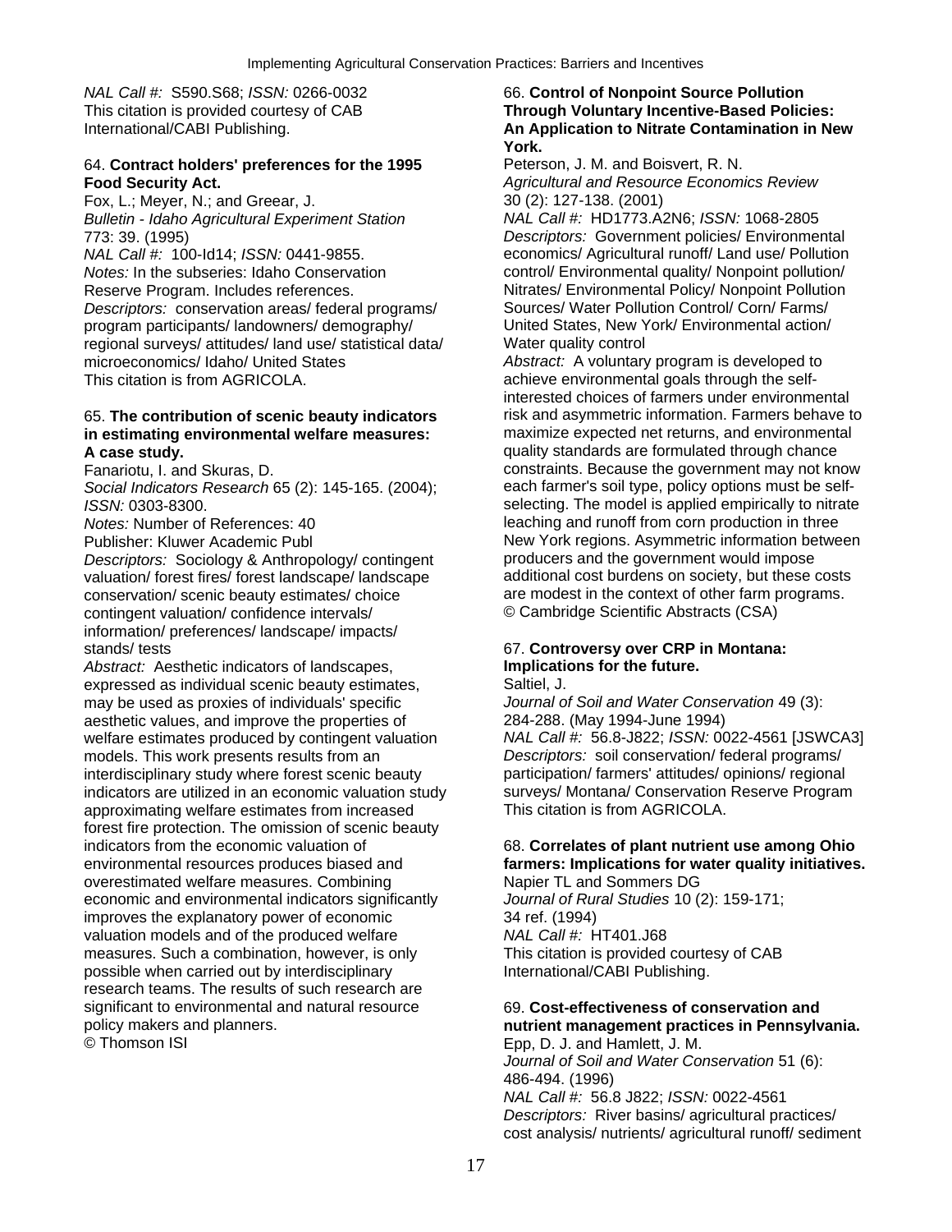*NAL Call #:* S590.S68; *ISSN:* 0266-0032
This citation is provided courtesy of CAB International/CABI Publishing.

64. **Contract holders' preferences for the 1995 Food Security Act.**
Fox, L.; Meyer, N.; and Greear, J.
*Bulletin - Idaho Agricultural Experiment Station* 773: 39. (1995)
*NAL Call #:* 100-Id14; *ISSN:* 0441-9855.
*Notes:* In the subseries: Idaho Conservation Reserve Program. Includes references.
*Descriptors:* conservation areas/ federal programs/ program participants/ landowners/ demography/ regional surveys/ attitudes/ land use/ statistical data/ microeconomics/ Idaho/ United States
This citation is from AGRICOLA.

65. **The contribution of scenic beauty indicators in estimating environmental welfare measures: A case study.**
Fanariotu, I. and Skuras, D.
*Social Indicators Research* 65 (2): 145-165. (2004); *ISSN:* 0303-8300.
*Notes:* Number of References: 40
Publisher: Kluwer Academic Publ
*Descriptors:* Sociology & Anthropology/ contingent valuation/ forest fires/ forest landscape/ landscape conservation/ scenic beauty estimates/ choice contingent valuation/ confidence intervals/ information/ preferences/ landscape/ impacts/ stands/ tests
*Abstract:* Aesthetic indicators of landscapes, expressed as individual scenic beauty estimates, may be used as proxies of individuals' specific aesthetic values, and improve the properties of welfare estimates produced by contingent valuation models. This work presents results from an interdisciplinary study where forest scenic beauty indicators are utilized in an economic valuation study approximating welfare estimates from increased forest fire protection. The omission of scenic beauty indicators from the economic valuation of environmental resources produces biased and overestimated welfare measures. Combining economic and environmental indicators significantly improves the explanatory power of economic valuation models and of the produced welfare measures. Such a combination, however, is only possible when carried out by interdisciplinary research teams. The results of such research are significant to environmental and natural resource policy makers and planners.
© Thomson ISI

66. **Control of Nonpoint Source Pollution Through Voluntary Incentive-Based Policies: An Application to Nitrate Contamination in New York.**
Peterson, J. M. and Boisvert, R. N.
*Agricultural and Resource Economics Review* 30 (2): 127-138. (2001)
*NAL Call #:* HD1773.A2N6; *ISSN:* 1068-2805
*Descriptors:* Government policies/ Environmental economics/ Agricultural runoff/ Land use/ Pollution control/ Environmental quality/ Nonpoint pollution/ Nitrates/ Environmental Policy/ Nonpoint Pollution Sources/ Water Pollution Control/ Corn/ Farms/ United States, New York/ Environmental action/ Water quality control
*Abstract:* A voluntary program is developed to achieve environmental goals through the self-interested choices of farmers under environmental risk and asymmetric information. Farmers behave to maximize expected net returns, and environmental quality standards are formulated through chance constraints. Because the government may not know each farmer's soil type, policy options must be self-selecting. The model is applied empirically to nitrate leaching and runoff from corn production in three New York regions. Asymmetric information between producers and the government would impose additional cost burdens on society, but these costs are modest in the context of other farm programs.
© Cambridge Scientific Abstracts (CSA)

67. **Controversy over CRP in Montana: Implications for the future.**
Saltiel, J.
*Journal of Soil and Water Conservation* 49 (3): 284-288. (May 1994-June 1994)
*NAL Call #:* 56.8-J822; *ISSN:* 0022-4561 [JSWCA3]
*Descriptors:* soil conservation/ federal programs/ participation/ farmers' attitudes/ opinions/ regional surveys/ Montana/ Conservation Reserve Program
This citation is from AGRICOLA.

68. **Correlates of plant nutrient use among Ohio farmers: Implications for water quality initiatives.**
Napier TL and Sommers DG
*Journal of Rural Studies* 10 (2): 159-171; 34 ref. (1994)
*NAL Call #:* HT401.J68
This citation is provided courtesy of CAB International/CABI Publishing.

69. **Cost-effectiveness of conservation and nutrient management practices in Pennsylvania.**
Epp, D. J. and Hamlett, J. M.
*Journal of Soil and Water Conservation* 51 (6): 486-494. (1996)
*NAL Call #:* 56.8 J822; *ISSN:* 0022-4561
*Descriptors:* River basins/ agricultural practices/ cost analysis/ nutrients/ agricultural runoff/ sediment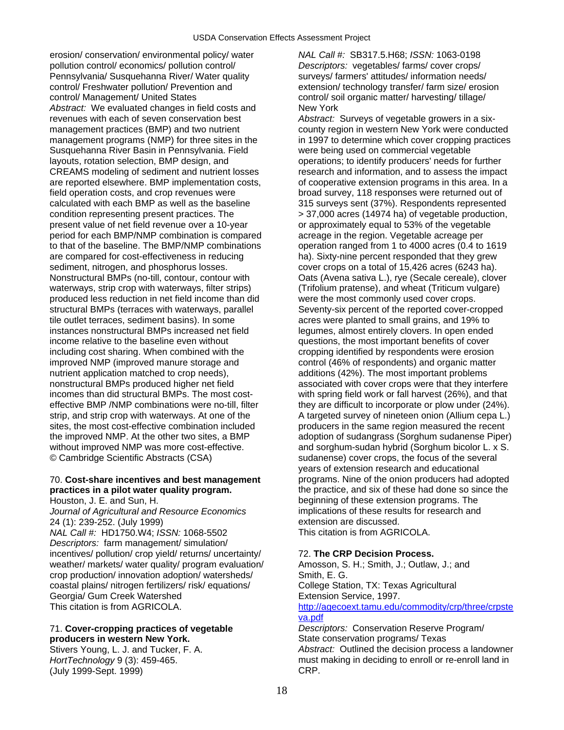erosion/ conservation/ environmental policy/ water pollution control/ economics/ pollution control/ Pennsylvania/ Susquehanna River/ Water quality control/ Freshwater pollution/ Prevention and control/ Management/ United States

*Abstract:* We evaluated changes in field costs and revenues with each of seven conservation best management practices (BMP) and two nutrient management programs (NMP) for three sites in the Susquehanna River Basin in Pennsylvania. Field layouts, rotation selection, BMP design, and CREAMS modeling of sediment and nutrient losses are reported elsewhere. BMP implementation costs, field operation costs, and crop revenues were calculated with each BMP as well as the baseline condition representing present practices. The present value of net field revenue over a 10-year period for each BMP/NMP combination is compared to that of the baseline. The BMP/NMP combinations are compared for cost-effectiveness in reducing sediment, nitrogen, and phosphorus losses. Nonstructural BMPs (no-till, contour, contour with waterways, strip crop with waterways, filter strips) produced less reduction in net field income than did structural BMPs (terraces with waterways, parallel tile outlet terraces, sediment basins). In some instances nonstructural BMPs increased net field income relative to the baseline even without including cost sharing. When combined with the improved NMP (improved manure storage and nutrient application matched to crop needs), nonstructural BMPs produced higher net field incomes than did structural BMPs. The most cost-effective BMP /NMP combinations were no-till, filter strip, and strip crop with waterways. At one of the sites, the most cost-effective combination included the improved NMP. At the other two sites, a BMP without improved NMP was more cost-effective.
© Cambridge Scientific Abstracts (CSA)

70. **Cost-share incentives and best management practices in a pilot water quality program.**
Houston, J. E. and Sun, H.
*Journal of Agricultural and Resource Economics* 24 (1): 239-252. (July 1999)
*NAL Call #:* HD1750.W4; *ISSN:* 1068-5502
*Descriptors:* farm management/ simulation/ incentives/ pollution/ crop yield/ returns/ uncertainty/ weather/ markets/ water quality/ program evaluation/ crop production/ innovation adoption/ watersheds/ coastal plains/ nitrogen fertilizers/ risk/ equations/ Georgia/ Gum Creek Watershed
This citation is from AGRICOLA.

71. **Cover-cropping practices of vegetable producers in western New York.**
Stivers Young, L. J. and Tucker, F. A.
*HortTechnology* 9 (3): 459-465. (July 1999-Sept. 1999)
*NAL Call #:* SB317.5.H68; *ISSN:* 1063-0198
*Descriptors:* vegetables/ farms/ cover crops/ surveys/ farmers' attitudes/ information needs/ extension/ technology transfer/ farm size/ erosion control/ soil organic matter/ harvesting/ tillage/ New York

*Abstract:* Surveys of vegetable growers in a six-county region in western New York were conducted in 1997 to determine which cover cropping practices were being used on commercial vegetable operations; to identify producers' needs for further research and information, and to assess the impact of cooperative extension programs in this area. In a broad survey, 118 responses were returned out of 315 surveys sent (37%). Respondents represented > 37,000 acres (14974 ha) of vegetable production, or approximately equal to 53% of the vegetable acreage in the region. Vegetable acreage per operation ranged from 1 to 4000 acres (0.4 to 1619 ha). Sixty-nine percent responded that they grew cover crops on a total of 15,426 acres (6243 ha). Oats (Avena sativa L.), rye (Secale cereale), clover (Trifolium pratense), and wheat (Triticum vulgare) were the most commonly used cover crops. Seventy-six percent of the reported cover-cropped acres were planted to small grains, and 19% to legumes, almost entirely clovers. In open ended questions, the most important benefits of cover cropping identified by respondents were erosion control (46% of respondents) and organic matter additions (42%). The most important problems associated with cover crops were that they interfere with spring field work or fall harvest (26%), and that they are difficult to incorporate or plow under (24%). A targeted survey of nineteen onion (Allium cepa L.) producers in the same region measured the recent adoption of sudangrass (Sorghum sudanense Piper) and sorghum-sudan hybrid (Sorghum bicolor L. x S. sudanense) cover crops, the focus of the several years of extension research and educational programs. Nine of the onion producers had adopted the practice, and six of these had done so since the beginning of these extension programs. The implications of these results for research and extension are discussed.
This citation is from AGRICOLA.

72. **The CRP Decision Process.**
Amosson, S. H.; Smith, J.; Outlaw, J.; and Smith, E. G.
College Station, TX: Texas Agricultural Extension Service, 1997.
http://agecoext.tamu.edu/commodity/crp/three/crpsteva.pdf
*Descriptors:* Conservation Reserve Program/ State conservation programs/ Texas
*Abstract:* Outlined the decision process a landowner must making in deciding to enroll or re-enroll land in CRP.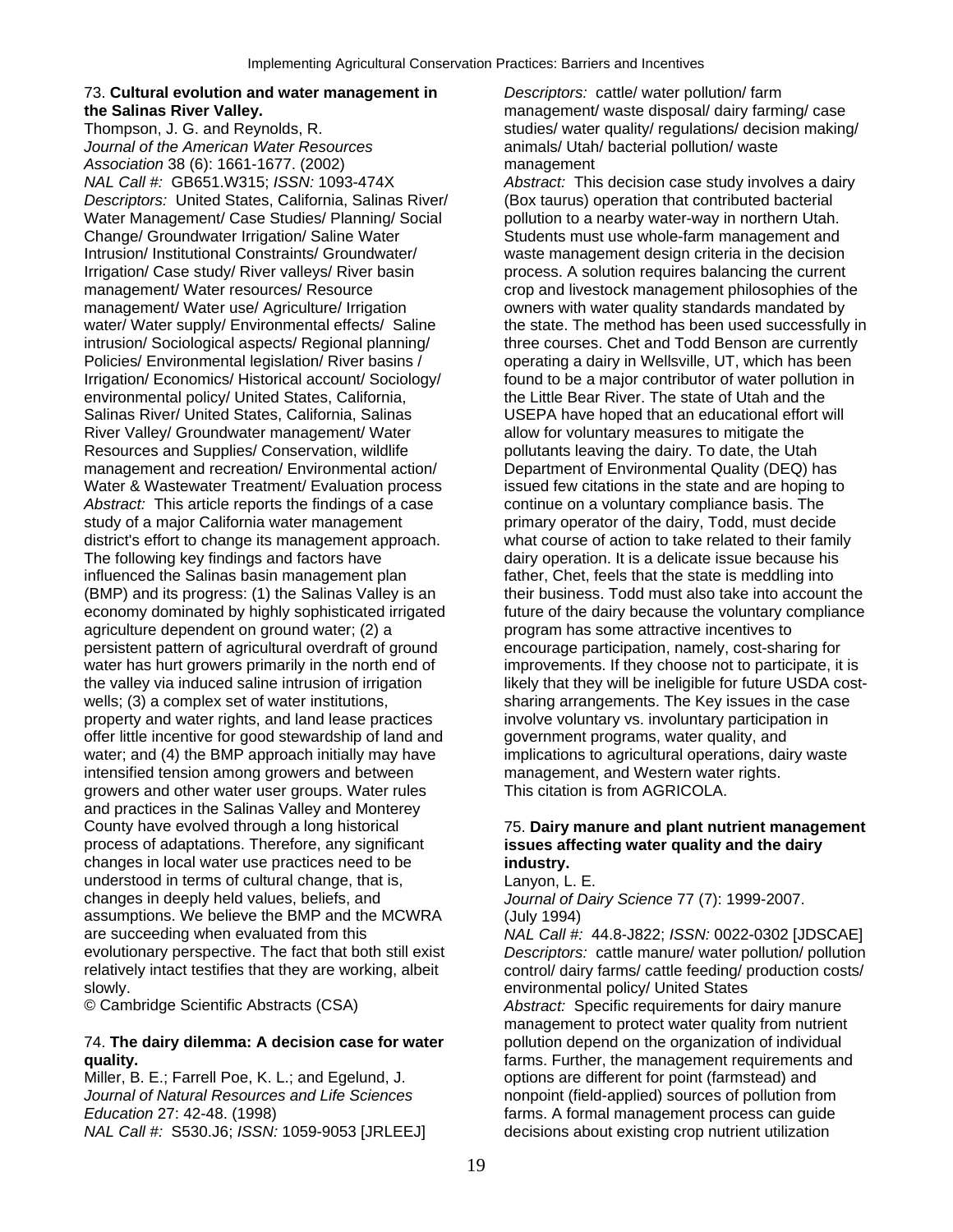73. **Cultural evolution and water management in the Salinas River Valley.**
Thompson, J. G. and Reynolds, R.
*Journal of the American Water Resources Association* 38 (6): 1661-1677. (2002)
*NAL Call #:* GB651.W315; *ISSN:* 1093-474X
*Descriptors:* United States, California, Salinas River/ Water Management/ Case Studies/ Planning/ Social Change/ Groundwater Irrigation/ Saline Water Intrusion/ Institutional Constraints/ Groundwater/ Irrigation/ Case study/ River valleys/ River basin management/ Water resources/ Resource management/ Water use/ Agriculture/ Irrigation water/ Water supply/ Environmental effects/ Saline intrusion/ Sociological aspects/ Regional planning/ Policies/ Environmental legislation/ River basins / Irrigation/ Economics/ Historical account/ Sociology/ environmental policy/ United States, California, Salinas River/ United States, California, Salinas River Valley/ Groundwater management/ Water Resources and Supplies/ Conservation, wildlife management and recreation/ Environmental action/ Water & Wastewater Treatment/ Evaluation process
*Abstract:* This article reports the findings of a case study of a major California water management district's effort to change its management approach. The following key findings and factors have influenced the Salinas basin management plan (BMP) and its progress: (1) the Salinas Valley is an economy dominated by highly sophisticated irrigated agriculture dependent on ground water; (2) a persistent pattern of agricultural overdraft of ground water has hurt growers primarily in the north end of the valley via induced saline intrusion of irrigation wells; (3) a complex set of water institutions, property and water rights, and land lease practices offer little incentive for good stewardship of land and water; and (4) the BMP approach initially may have intensified tension among growers and between growers and other water user groups. Water rules and practices in the Salinas Valley and Monterey County have evolved through a long historical process of adaptations. Therefore, any significant changes in local water use practices need to be understood in terms of cultural change, that is, changes in deeply held values, beliefs, and assumptions. We believe the BMP and the MCWRA are succeeding when evaluated from this evolutionary perspective. The fact that both still exist relatively intact testifies that they are working, albeit slowly.
© Cambridge Scientific Abstracts (CSA)

74. **The dairy dilemma: A decision case for water quality.**
Miller, B. E.; Farrell Poe, K. L.; and Egelund, J.
*Journal of Natural Resources and Life Sciences Education* 27: 42-48. (1998)
*NAL Call #:* S530.J6; *ISSN:* 1059-9053 [JRLEEJ]
*Descriptors:* cattle/ water pollution/ farm management/ waste disposal/ dairy farming/ case studies/ water quality/ regulations/ decision making/ animals/ Utah/ bacterial pollution/ waste management
*Abstract:* This decision case study involves a dairy (Box taurus) operation that contributed bacterial pollution to a nearby water-way in northern Utah. Students must use whole-farm management and waste management design criteria in the decision process. A solution requires balancing the current crop and livestock management philosophies of the owners with water quality standards mandated by the state. The method has been used successfully in three courses. Chet and Todd Benson are currently operating a dairy in Wellsville, UT, which has been found to be a major contributor of water pollution in the Little Bear River. The state of Utah and the USEPA have hoped that an educational effort will allow for voluntary measures to mitigate the pollutants leaving the dairy. To date, the Utah Department of Environmental Quality (DEQ) has issued few citations in the state and are hoping to continue on a voluntary compliance basis. The primary operator of the dairy, Todd, must decide what course of action to take related to their family dairy operation. It is a delicate issue because his father, Chet, feels that the state is meddling into their business. Todd must also take into account the future of the dairy because the voluntary compliance program has some attractive incentives to encourage participation, namely, cost-sharing for improvements. If they choose not to participate, it is likely that they will be ineligible for future USDA cost-sharing arrangements. The Key issues in the case involve voluntary vs. involuntary participation in government programs, water quality, and implications to agricultural operations, dairy waste management, and Western water rights.
This citation is from AGRICOLA.

75. **Dairy manure and plant nutrient management issues affecting water quality and the dairy industry.**
Lanyon, L. E.
*Journal of Dairy Science* 77 (7): 1999-2007. (July 1994)
*NAL Call #:* 44.8-J822; *ISSN:* 0022-0302 [JDSCAE]
*Descriptors:* cattle manure/ water pollution/ pollution control/ dairy farms/ cattle feeding/ production costs/ environmental policy/ United States
*Abstract:* Specific requirements for dairy manure management to protect water quality from nutrient pollution depend on the organization of individual farms. Further, the management requirements and options are different for point (farmstead) and nonpoint (field-applied) sources of pollution from farms. A formal management process can guide decisions about existing crop nutrient utilization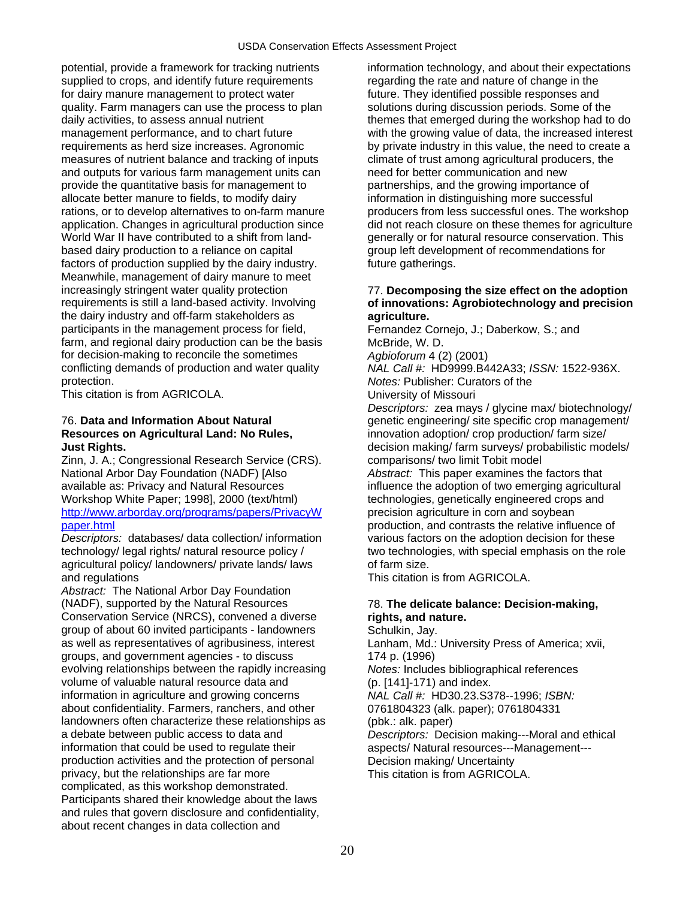potential, provide a framework for tracking nutrients supplied to crops, and identify future requirements for dairy manure management to protect water quality. Farm managers can use the process to plan daily activities, to assess annual nutrient management performance, and to chart future requirements as herd size increases. Agronomic measures of nutrient balance and tracking of inputs and outputs for various farm management units can provide the quantitative basis for management to allocate better manure to fields, to modify dairy rations, or to develop alternatives to on-farm manure application. Changes in agricultural production since World War II have contributed to a shift from land-based dairy production to a reliance on capital factors of production supplied by the dairy industry. Meanwhile, management of dairy manure to meet increasingly stringent water quality protection requirements is still a land-based activity. Involving the dairy industry and off-farm stakeholders as participants in the management process for field, farm, and regional dairy production can be the basis for decision-making to reconcile the sometimes conflicting demands of production and water quality protection.
This citation is from AGRICOLA.

76. **Data and Information About Natural Resources on Agricultural Land: No Rules, Just Rights.**
Zinn, J. A.; Congressional Research Service (CRS). National Arbor Day Foundation (NADF) [Also available as: Privacy and Natural Resources Workshop White Paper; 1998], 2000 (text/html)
http://www.arborday.org/programs/papers/PrivacyWpaper.html
*Descriptors:* databases/ data collection/ information technology/ legal rights/ natural resource policy / agricultural policy/ landowners/ private lands/ laws and regulations
*Abstract:* The National Arbor Day Foundation (NADF), supported by the Natural Resources Conservation Service (NRCS), convened a diverse group of about 60 invited participants - landowners as well as representatives of agribusiness, interest groups, and government agencies - to discuss evolving relationships between the rapidly increasing volume of valuable natural resource data and information in agriculture and growing concerns about confidentiality. Farmers, ranchers, and other landowners often characterize these relationships as a debate between public access to data and information that could be used to regulate their production activities and the protection of personal privacy, but the relationships are far more complicated, as this workshop demonstrated. Participants shared their knowledge about the laws and rules that govern disclosure and confidentiality, about recent changes in data collection and information technology, and about their expectations regarding the rate and nature of change in the future. They identified possible responses and solutions during discussion periods. Some of the themes that emerged during the workshop had to do with the growing value of data, the increased interest by private industry in this value, the need to create a climate of trust among agricultural producers, the need for better communication and new partnerships, and the growing importance of information in distinguishing more successful producers from less successful ones. The workshop did not reach closure on these themes for agriculture generally or for natural resource conservation. This group left development of recommendations for future gatherings.

77. **Decomposing the size effect on the adoption of innovations: Agrobiotechnology and precision agriculture.**
Fernandez Cornejo, J.; Daberkow, S.; and McBride, W. D.
*Agbioforum* 4 (2) (2001)
*NAL Call #:* HD9999.B442A33; *ISSN:* 1522-936X.
*Notes:* Publisher: Curators of the University of Missouri
*Descriptors:* zea mays / glycine max/ biotechnology/ genetic engineering/ site specific crop management/ innovation adoption/ crop production/ farm size/ decision making/ farm surveys/ probabilistic models/ comparisons/ two limit Tobit model
*Abstract:* This paper examines the factors that influence the adoption of two emerging agricultural technologies, genetically engineered crops and precision agriculture in corn and soybean production, and contrasts the relative influence of various factors on the adoption decision for these two technologies, with special emphasis on the role of farm size.
This citation is from AGRICOLA.

78. **The delicate balance: Decision-making, rights, and nature.**
Schulkin, Jay.
Lanham, Md.: University Press of America; xvii, 174 p. (1996)
*Notes:* Includes bibliographical references (p. [141]-171) and index.
*NAL Call #:* HD30.23.S378--1996; *ISBN:* 0761804323 (alk. paper); 0761804331 (pbk.: alk. paper)
*Descriptors:* Decision making---Moral and ethical aspects/ Natural resources---Management---Decision making/ Uncertainty
This citation is from AGRICOLA.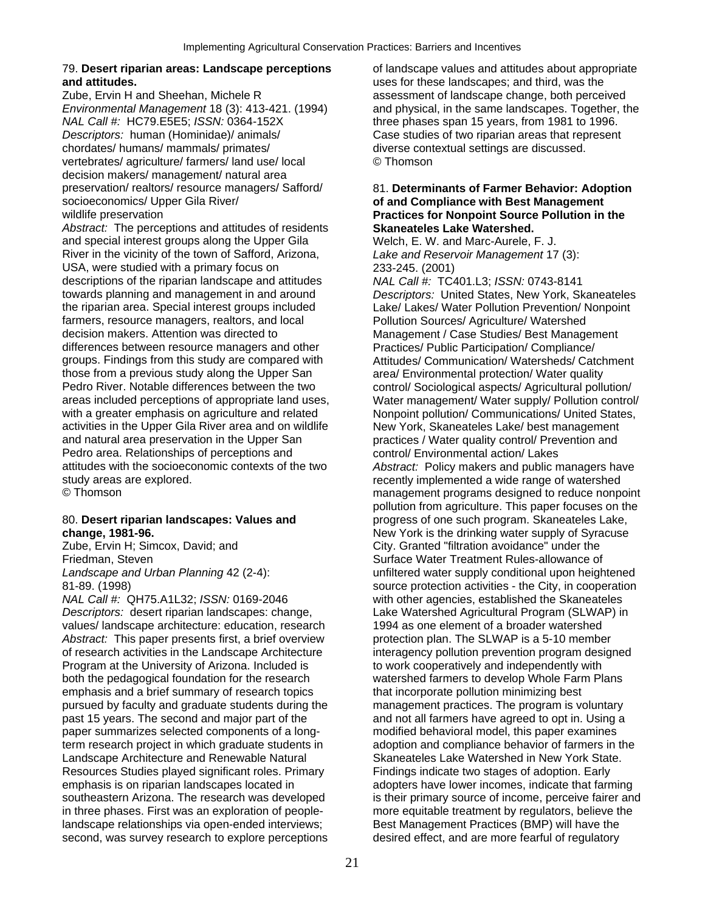79. **Desert riparian areas: Landscape perceptions and attitudes.**
Zube, Ervin H and Sheehan, Michele R
*Environmental Management* 18 (3): 413-421. (1994)
*NAL Call #:* HC79.E5E5; *ISSN:* 0364-152X
*Descriptors:* human (Hominidae)/ animals/ chordates/ humans/ mammals/ primates/ vertebrates/ agriculture/ farmers/ land use/ local decision makers/ management/ natural area preservation/ realtors/ resource managers/ Safford/ socioeconomics/ Upper Gila River/ wildlife preservation
*Abstract:* The perceptions and attitudes of residents and special interest groups along the Upper Gila River in the vicinity of the town of Safford, Arizona, USA, were studied with a primary focus on descriptions of the riparian landscape and attitudes towards planning and management in and around the riparian area. Special interest groups included farmers, resource managers, realtors, and local decision makers. Attention was directed to differences between resource managers and other groups. Findings from this study are compared with those from a previous study along the Upper San Pedro River. Notable differences between the two areas included perceptions of appropriate land uses, with a greater emphasis on agriculture and related activities in the Upper Gila River area and on wildlife and natural area preservation in the Upper San Pedro area. Relationships of perceptions and attitudes with the socioeconomic contexts of the two study areas are explored.
© Thomson

80. **Desert riparian landscapes: Values and change, 1981-96.**
Zube, Ervin H; Simcox, David; and Friedman, Steven
*Landscape and Urban Planning* 42 (2-4): 81-89. (1998)
*NAL Call #:* QH75.A1L32; *ISSN:* 0169-2046
*Descriptors:* desert riparian landscapes: change, values/ landscape architecture: education, research
*Abstract:* This paper presents first, a brief overview of research activities in the Landscape Architecture Program at the University of Arizona. Included is both the pedagogical foundation for the research emphasis and a brief summary of research topics pursued by faculty and graduate students during the past 15 years. The second and major part of the paper summarizes selected components of a long-term research project in which graduate students in Landscape Architecture and Renewable Natural Resources Studies played significant roles. Primary emphasis is on riparian landscapes located in southeastern Arizona. The research was developed in three phases. First was an exploration of people-landscape relationships via open-ended interviews; second, was survey research to explore perceptions of landscape values and attitudes about appropriate uses for these landscapes; and third, was the assessment of landscape change, both perceived and physical, in the same landscapes. Together, the three phases span 15 years, from 1981 to 1996. Case studies of two riparian areas that represent diverse contextual settings are discussed.
© Thomson

81. **Determinants of Farmer Behavior: Adoption of and Compliance with Best Management Practices for Nonpoint Source Pollution in the Skaneateles Lake Watershed.**
Welch, E. W. and Marc-Aurele, F. J.
*Lake and Reservoir Management* 17 (3): 233-245. (2001)
*NAL Call #:* TC401.L3; *ISSN:* 0743-8141
*Descriptors:* United States, New York, Skaneateles Lake/ Lakes/ Water Pollution Prevention/ Nonpoint Pollution Sources/ Agriculture/ Watershed Management / Case Studies/ Best Management Practices/ Public Participation/ Compliance/ Attitudes/ Communication/ Watersheds/ Catchment area/ Environmental protection/ Water quality control/ Sociological aspects/ Agricultural pollution/ Water management/ Water supply/ Pollution control/ Nonpoint pollution/ Communications/ United States, New York, Skaneateles Lake/ best management practices / Water quality control/ Prevention and control/ Environmental action/ Lakes
*Abstract:* Policy makers and public managers have recently implemented a wide range of watershed management programs designed to reduce nonpoint pollution from agriculture. This paper focuses on the progress of one such program. Skaneateles Lake, New York is the drinking water supply of Syracuse City. Granted "filtration avoidance" under the Surface Water Treatment Rules-allowance of unfiltered water supply conditional upon heightened source protection activities - the City, in cooperation with other agencies, established the Skaneateles Lake Watershed Agricultural Program (SLWAP) in 1994 as one element of a broader watershed protection plan. The SLWAP is a 5-10 member interagency pollution prevention program designed to work cooperatively and independently with watershed farmers to develop Whole Farm Plans that incorporate pollution minimizing best management practices. The program is voluntary and not all farmers have agreed to opt in. Using a modified behavioral model, this paper examines adoption and compliance behavior of farmers in the Skaneateles Lake Watershed in New York State. Findings indicate two stages of adoption. Early adopters have lower incomes, indicate that farming is their primary source of income, perceive fairer and more equitable treatment by regulators, believe the Best Management Practices (BMP) will have the desired effect, and are more fearful of regulatory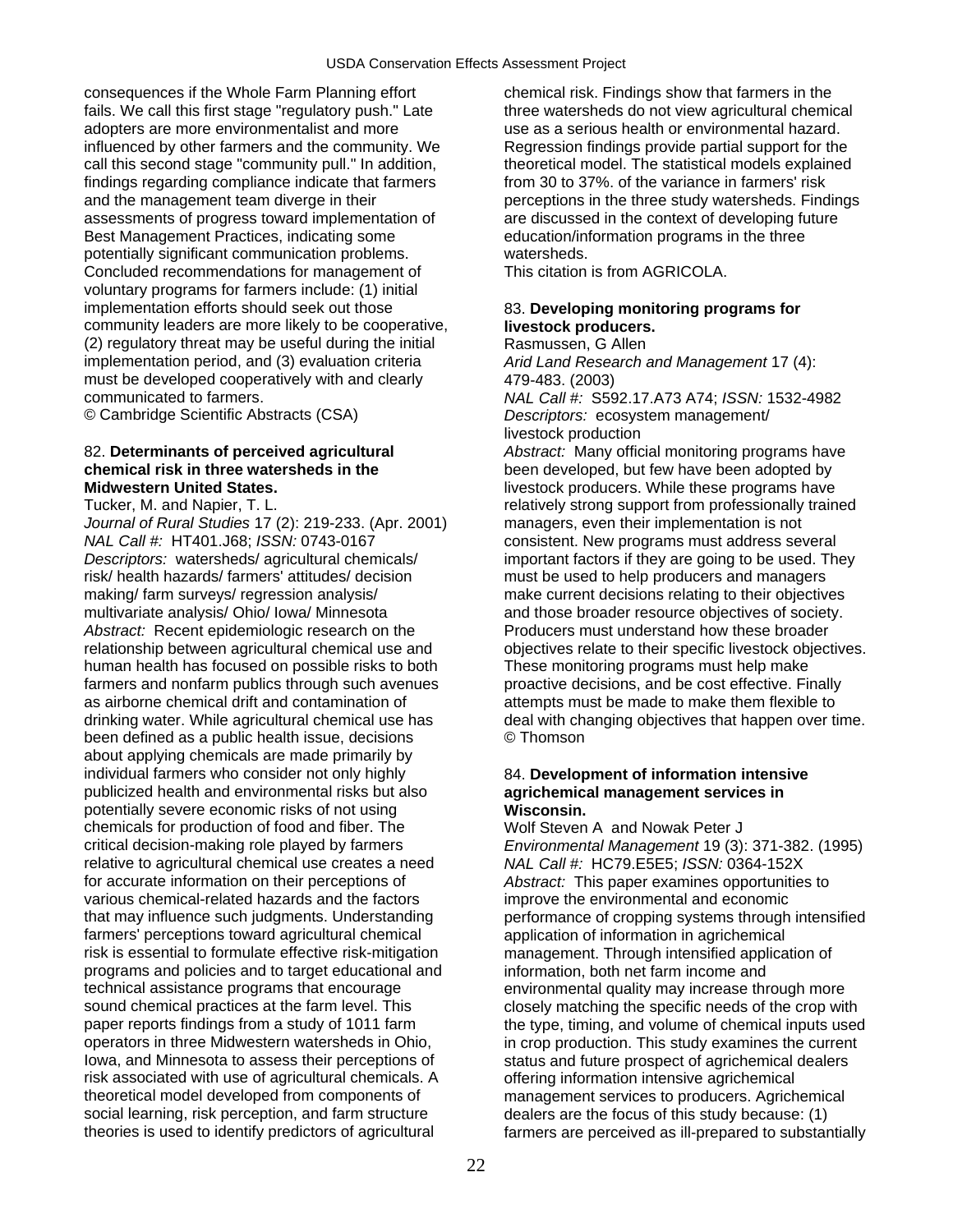consequences if the Whole Farm Planning effort fails. We call this first stage "regulatory push." Late adopters are more environmentalist and more influenced by other farmers and the community. We call this second stage "community pull." In addition, findings regarding compliance indicate that farmers and the management team diverge in their assessments of progress toward implementation of Best Management Practices, indicating some potentially significant communication problems. Concluded recommendations for management of voluntary programs for farmers include: (1) initial implementation efforts should seek out those community leaders are more likely to be cooperative, (2) regulatory threat may be useful during the initial implementation period, and (3) evaluation criteria must be developed cooperatively with and clearly communicated to farmers.
© Cambridge Scientific Abstracts (CSA)

82. **Determinants of perceived agricultural chemical risk in three watersheds in the Midwestern United States.**
Tucker, M. and Napier, T. L.
*Journal of Rural Studies* 17 (2): 219-233. (Apr. 2001)
*NAL Call #:* HT401.J68; *ISSN:* 0743-0167
*Descriptors:* watersheds/ agricultural chemicals/ risk/ health hazards/ farmers' attitudes/ decision making/ farm surveys/ regression analysis/ multivariate analysis/ Ohio/ Iowa/ Minnesota
*Abstract:* Recent epidemiologic research on the relationship between agricultural chemical use and human health has focused on possible risks to both farmers and nonfarm publics through such avenues as airborne chemical drift and contamination of drinking water. While agricultural chemical use has been defined as a public health issue, decisions about applying chemicals are made primarily by individual farmers who consider not only highly publicized health and environmental risks but also potentially severe economic risks of not using chemicals for production of food and fiber. The critical decision-making role played by farmers relative to agricultural chemical use creates a need for accurate information on their perceptions of various chemical-related hazards and the factors that may influence such judgments. Understanding farmers' perceptions toward agricultural chemical risk is essential to formulate effective risk-mitigation programs and policies and to target educational and technical assistance programs that encourage sound chemical practices at the farm level. This paper reports findings from a study of 1011 farm operators in three Midwestern watersheds in Ohio, Iowa, and Minnesota to assess their perceptions of risk associated with use of agricultural chemicals. A theoretical model developed from components of social learning, risk perception, and farm structure theories is used to identify predictors of agricultural chemical risk. Findings show that farmers in the three watersheds do not view agricultural chemical use as a serious health or environmental hazard. Regression findings provide partial support for the theoretical model. The statistical models explained from 30 to 37%. of the variance in farmers' risk perceptions in the three study watersheds. Findings are discussed in the context of developing future education/information programs in the three watersheds.
This citation is from AGRICOLA.

83. **Developing monitoring programs for livestock producers.**
Rasmussen, G Allen
*Arid Land Research and Management* 17 (4): 479-483. (2003)
*NAL Call #:* S592.17.A73 A74; *ISSN:* 1532-4982
*Descriptors:* ecosystem management/ livestock production
*Abstract:* Many official monitoring programs have been developed, but few have been adopted by livestock producers. While these programs have relatively strong support from professionally trained managers, even their implementation is not consistent. New programs must address several important factors if they are going to be used. They must be used to help producers and managers make current decisions relating to their objectives and those broader resource objectives of society. Producers must understand how these broader objectives relate to their specific livestock objectives. These monitoring programs must help make proactive decisions, and be cost effective. Finally attempts must be made to make them flexible to deal with changing objectives that happen over time.
© Thomson

84. **Development of information intensive agrichemical management services in Wisconsin.**
Wolf Steven A and Nowak Peter J
*Environmental Management* 19 (3): 371-382. (1995)
*NAL Call #:* HC79.E5E5; *ISSN:* 0364-152X
*Abstract:* This paper examines opportunities to improve the environmental and economic performance of cropping systems through intensified application of information in agrichemical management. Through intensified application of information, both net farm income and environmental quality may increase through more closely matching the specific needs of the crop with the type, timing, and volume of chemical inputs used in crop production. This study examines the current status and future prospect of agrichemical dealers offering information intensive agrichemical management services to producers. Agrichemical dealers are the focus of this study because: (1) farmers are perceived as ill-prepared to substantially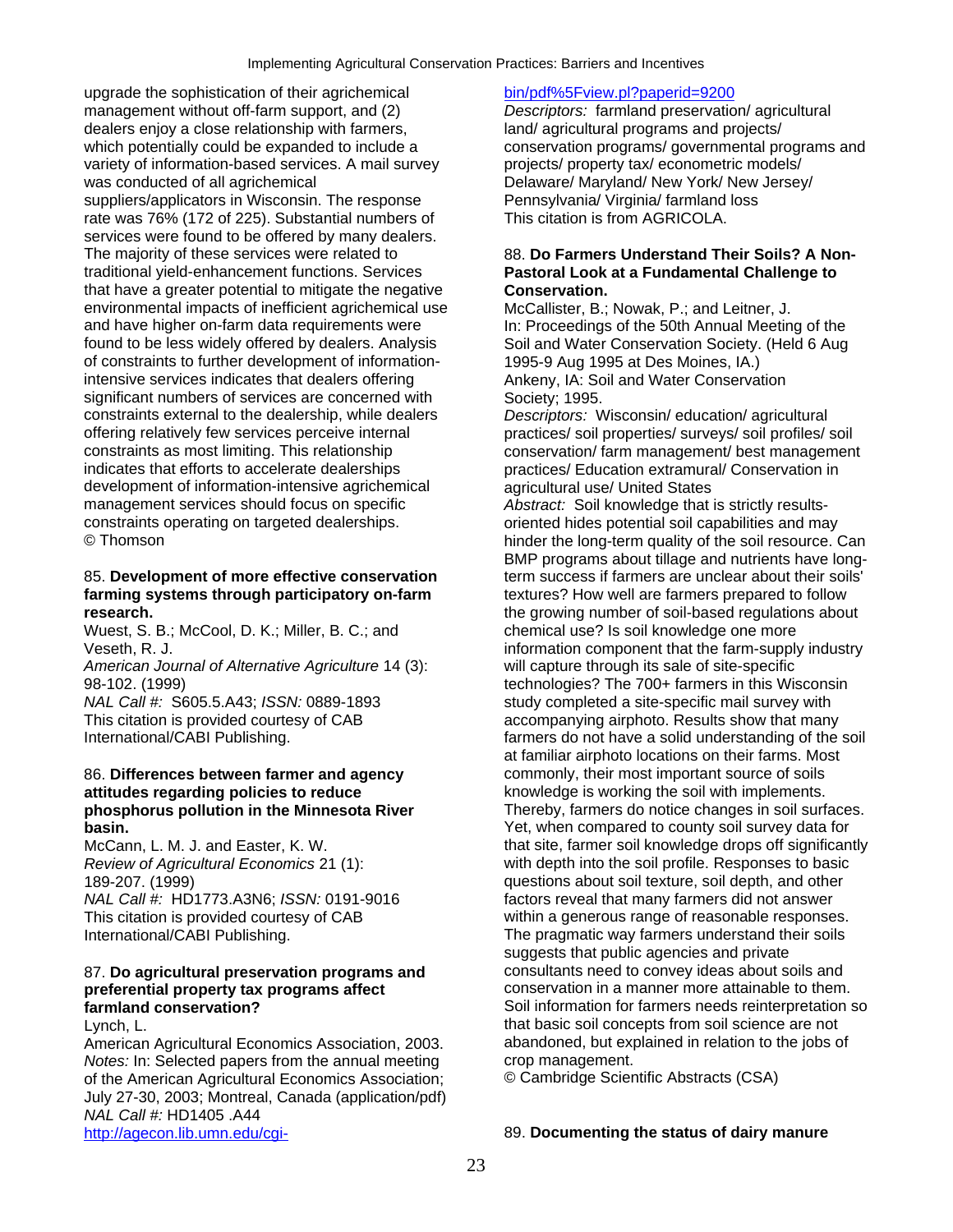upgrade the sophistication of their agrichemical management without off-farm support, and (2) dealers enjoy a close relationship with farmers, which potentially could be expanded to include a variety of information-based services. A mail survey was conducted of all agrichemical suppliers/applicators in Wisconsin. The response rate was 76% (172 of 225). Substantial numbers of services were found to be offered by many dealers. The majority of these services were related to traditional yield-enhancement functions. Services that have a greater potential to mitigate the negative environmental impacts of inefficient agrichemical use and have higher on-farm data requirements were found to be less widely offered by dealers. Analysis of constraints to further development of information-intensive services indicates that dealers offering significant numbers of services are concerned with constraints external to the dealership, while dealers offering relatively few services perceive internal constraints as most limiting. This relationship indicates that efforts to accelerate dealerships development of information-intensive agrichemical management services should focus on specific constraints operating on targeted dealerships.
© Thomson

85. **Development of more effective conservation farming systems through participatory on-farm research.**
Wuest, S. B.; McCool, D. K.; Miller, B. C.; and Veseth, R. J.
*American Journal of Alternative Agriculture* 14 (3): 98-102. (1999)
*NAL Call #:* S605.5.A43; *ISSN:* 0889-1893
This citation is provided courtesy of CAB International/CABI Publishing.

86. **Differences between farmer and agency attitudes regarding policies to reduce phosphorus pollution in the Minnesota River basin.**
McCann, L. M. J. and Easter, K. W.
*Review of Agricultural Economics* 21 (1): 189-207. (1999)
*NAL Call #:* HD1773.A3N6; *ISSN:* 0191-9016
This citation is provided courtesy of CAB International/CABI Publishing.

87. **Do agricultural preservation programs and preferential property tax programs affect farmland conservation?**
Lynch, L.
American Agricultural Economics Association, 2003.
*Notes:* In: Selected papers from the annual meeting of the American Agricultural Economics Association; July 27-30, 2003; Montreal, Canada (application/pdf)
*NAL Call #:* HD1405 .A44
http://agecon.lib.umn.edu/cgi-bin/pdf%5Fview.pl?paperid=9200
*Descriptors:* farmland preservation/ agricultural land/ agricultural programs and projects/ conservation programs/ governmental programs and projects/ property tax/ econometric models/ Delaware/ Maryland/ New York/ New Jersey/ Pennsylvania/ Virginia/ farmland loss
This citation is from AGRICOLA.

88. **Do Farmers Understand Their Soils? A Non-Pastoral Look at a Fundamental Challenge to Conservation.**
McCallister, B.; Nowak, P.; and Leitner, J.
In: Proceedings of the 50th Annual Meeting of the Soil and Water Conservation Society. (Held 6 Aug 1995-9 Aug 1995 at Des Moines, IA.)
Ankeny, IA: Soil and Water Conservation Society; 1995.
*Descriptors:* Wisconsin/ education/ agricultural practices/ soil properties/ surveys/ soil profiles/ soil conservation/ farm management/ best management practices/ Education extramural/ Conservation in agricultural use/ United States
*Abstract:* Soil knowledge that is strictly results-oriented hides potential soil capabilities and may hinder the long-term quality of the soil resource. Can BMP programs about tillage and nutrients have long-term success if farmers are unclear about their soils' textures? How well are farmers prepared to follow the growing number of soil-based regulations about chemical use? Is soil knowledge one more information component that the farm-supply industry will capture through its sale of site-specific technologies? The 700+ farmers in this Wisconsin study completed a site-specific mail survey with accompanying airphoto. Results show that many farmers do not have a solid understanding of the soil at familiar airphoto locations on their farms. Most commonly, their most important source of soils knowledge is working the soil with implements. Thereby, farmers do notice changes in soil surfaces. Yet, when compared to county soil survey data for that site, farmer soil knowledge drops off significantly with depth into the soil profile. Responses to basic questions about soil texture, soil depth, and other factors reveal that many farmers did not answer within a generous range of reasonable responses. The pragmatic way farmers understand their soils suggests that public agencies and private consultants need to convey ideas about soils and conservation in a manner more attainable to them. Soil information for farmers needs reinterpretation so that basic soil concepts from soil science are not abandoned, but explained in relation to the jobs of crop management.
© Cambridge Scientific Abstracts (CSA)

89. **Documenting the status of dairy manure**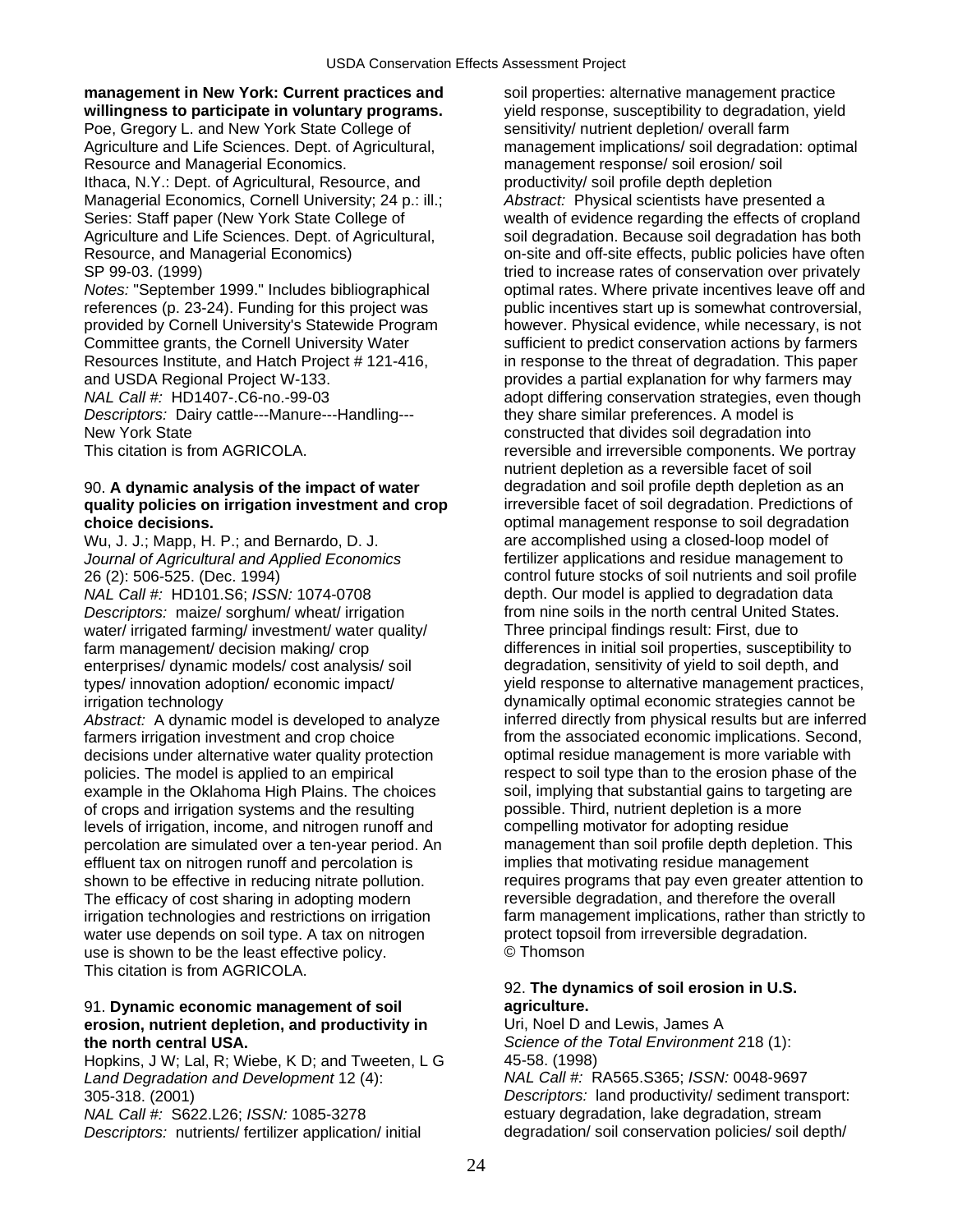**management in New York: Current practices and willingness to participate in voluntary programs.**
Poe, Gregory L. and New York State College of Agriculture and Life Sciences. Dept. of Agricultural, Resource and Managerial Economics.
Ithaca, N.Y.: Dept. of Agricultural, Resource, and Managerial Economics, Cornell University; 24 p.: ill.; Series: Staff paper (New York State College of Agriculture and Life Sciences. Dept. of Agricultural, Resource, and Managerial Economics) SP 99-03. (1999)
*Notes:* "September 1999." Includes bibliographical references (p. 23-24). Funding for this project was provided by Cornell University's Statewide Program Committee grants, the Cornell University Water Resources Institute, and Hatch Project # 121-416, and USDA Regional Project W-133.
*NAL Call #:* HD1407-.C6-no.-99-03
*Descriptors:* Dairy cattle---Manure---Handling---New York State
This citation is from AGRICOLA.

90. **A dynamic analysis of the impact of water quality policies on irrigation investment and crop choice decisions.**
Wu, J. J.; Mapp, H. P.; and Bernardo, D. J.
*Journal of Agricultural and Applied Economics* 26 (2): 506-525. (Dec. 1994)
*NAL Call #:* HD101.S6; *ISSN:* 1074-0708
*Descriptors:* maize/ sorghum/ wheat/ irrigation water/ irrigated farming/ investment/ water quality/ farm management/ decision making/ crop enterprises/ dynamic models/ cost analysis/ soil types/ innovation adoption/ economic impact/ irrigation technology
*Abstract:* A dynamic model is developed to analyze farmers irrigation investment and crop choice decisions under alternative water quality protection policies. The model is applied to an empirical example in the Oklahoma High Plains. The choices of crops and irrigation systems and the resulting levels of irrigation, income, and nitrogen runoff and percolation are simulated over a ten-year period. An effluent tax on nitrogen runoff and percolation is shown to be effective in reducing nitrate pollution. The efficacy of cost sharing in adopting modern irrigation technologies and restrictions on irrigation water use depends on soil type. A tax on nitrogen use is shown to be the least effective policy.
This citation is from AGRICOLA.

91. **Dynamic economic management of soil erosion, nutrient depletion, and productivity in the north central USA.**
Hopkins, J W; Lal, R; Wiebe, K D; and Tweeten, L G
*Land Degradation and Development* 12 (4): 305-318. (2001)
*NAL Call #:* S622.L26; *ISSN:* 1085-3278
*Descriptors:* nutrients/ fertilizer application/ initial soil properties: alternative management practice yield response, susceptibility to degradation, yield sensitivity/ nutrient depletion/ overall farm management implications/ soil degradation: optimal management response/ soil erosion/ soil productivity/ soil profile depth depletion
*Abstract:* Physical scientists have presented a wealth of evidence regarding the effects of cropland soil degradation. Because soil degradation has both on-site and off-site effects, public policies have often tried to increase rates of conservation over privately optimal rates. Where private incentives leave off and public incentives start up is somewhat controversial, however. Physical evidence, while necessary, is not sufficient to predict conservation actions by farmers in response to the threat of degradation. This paper provides a partial explanation for why farmers may adopt differing conservation strategies, even though they share similar preferences. A model is constructed that divides soil degradation into reversible and irreversible components. We portray nutrient depletion as a reversible facet of soil degradation and soil profile depth depletion as an irreversible facet of soil degradation. Predictions of optimal management response to soil degradation are accomplished using a closed-loop model of fertilizer applications and residue management to control future stocks of soil nutrients and soil profile depth. Our model is applied to degradation data from nine soils in the north central United States. Three principal findings result: First, due to differences in initial soil properties, susceptibility to degradation, sensitivity of yield to soil depth, and yield response to alternative management practices, dynamically optimal economic strategies cannot be inferred directly from physical results but are inferred from the associated economic implications. Second, optimal residue management is more variable with respect to soil type than to the erosion phase of the soil, implying that substantial gains to targeting are possible. Third, nutrient depletion is a more compelling motivator for adopting residue management than soil profile depth depletion. This implies that motivating residue management requires programs that pay even greater attention to reversible degradation, and therefore the overall farm management implications, rather than strictly to protect topsoil from irreversible degradation.
© Thomson

92. **The dynamics of soil erosion in U.S. agriculture.**
Uri, Noel D and Lewis, James A
*Science of the Total Environment* 218 (1): 45-58. (1998)
*NAL Call #:* RA565.S365; *ISSN:* 0048-9697
*Descriptors:* land productivity/ sediment transport: estuary degradation, lake degradation, stream degradation/ soil conservation policies/ soil depth/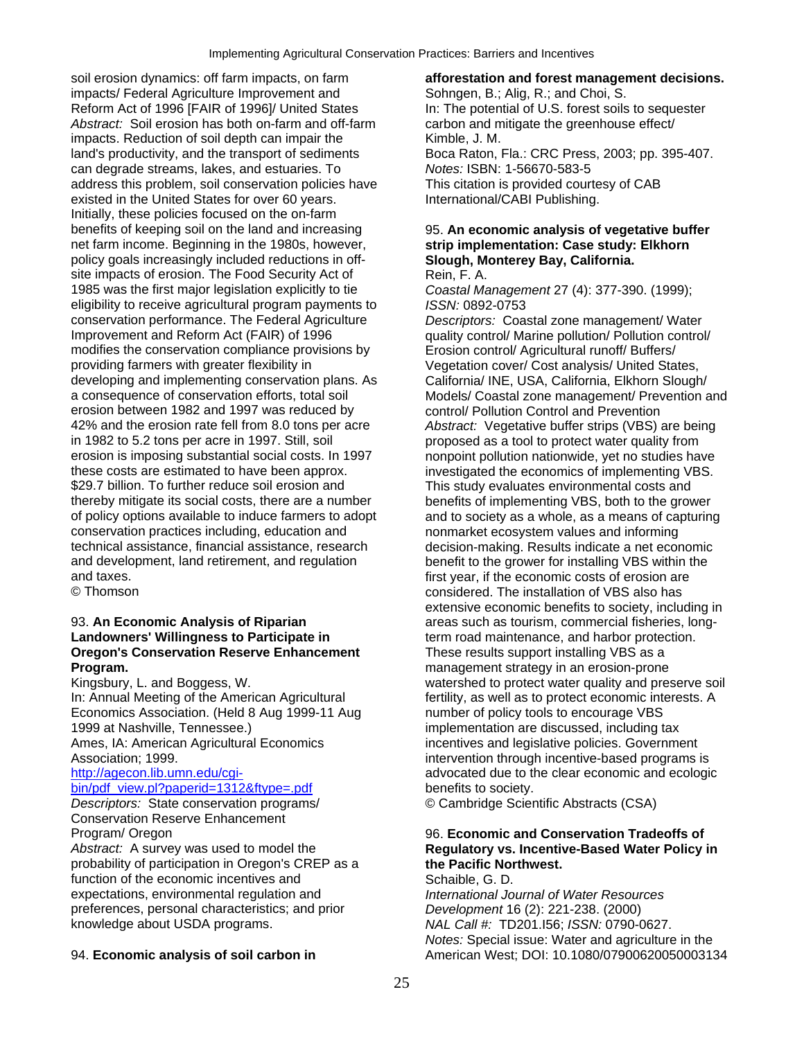soil erosion dynamics: off farm impacts, on farm impacts/ Federal Agriculture Improvement and Reform Act of 1996 [FAIR of 1996]/ United States
*Abstract:* Soil erosion has both on-farm and off-farm impacts. Reduction of soil depth can impair the land's productivity, and the transport of sediments can degrade streams, lakes, and estuaries. To address this problem, soil conservation policies have existed in the United States for over 60 years. Initially, these policies focused on the on-farm benefits of keeping soil on the land and increasing net farm income. Beginning in the 1980s, however, policy goals increasingly included reductions in off-site impacts of erosion. The Food Security Act of 1985 was the first major legislation explicitly to tie eligibility to receive agricultural program payments to conservation performance. The Federal Agriculture Improvement and Reform Act (FAIR) of 1996 modifies the conservation compliance provisions by providing farmers with greater flexibility in developing and implementing conservation plans. As a consequence of conservation efforts, total soil erosion between 1982 and 1997 was reduced by 42% and the erosion rate fell from 8.0 tons per acre in 1982 to 5.2 tons per acre in 1997. Still, soil erosion is imposing substantial social costs. In 1997 these costs are estimated to have been approx. $29.7 billion. To further reduce soil erosion and thereby mitigate its social costs, there are a number of policy options available to induce farmers to adopt conservation practices including, education and technical assistance, financial assistance, research and development, land retirement, and regulation and taxes.
© Thomson

93. **An Economic Analysis of Riparian Landowners' Willingness to Participate in Oregon's Conservation Reserve Enhancement Program.**
Kingsbury, L. and Boggess, W.
In: Annual Meeting of the American Agricultural Economics Association. (Held 8 Aug 1999-11 Aug 1999 at Nashville, Tennessee.)
Ames, IA: American Agricultural Economics Association; 1999.
http://agecon.lib.umn.edu/cgi-bin/pdf_view.pl?paperid=1312&ftype=.pdf
*Descriptors:* State conservation programs/ Conservation Reserve Enhancement Program/ Oregon
*Abstract:* A survey was used to model the probability of participation in Oregon's CREP as a function of the economic incentives and expectations, environmental regulation and preferences, personal characteristics; and prior knowledge about USDA programs.

94. **Economic analysis of soil carbon in afforestation and forest management decisions.**
Sohngen, B.; Alig, R.; and Choi, S.
In: The potential of U.S. forest soils to sequester carbon and mitigate the greenhouse effect/ Kimble, J. M.
Boca Raton, Fla.: CRC Press, 2003; pp. 395-407.
*Notes:* ISBN: 1-56670-583-5
This citation is provided courtesy of CAB International/CABI Publishing.

95. **An economic analysis of vegetative buffer strip implementation: Case study: Elkhorn Slough, Monterey Bay, California.**
Rein, F. A.
*Coastal Management* 27 (4): 377-390. (1999); *ISSN:* 0892-0753
*Descriptors:* Coastal zone management/ Water quality control/ Marine pollution/ Pollution control/ Erosion control/ Agricultural runoff/ Buffers/ Vegetation cover/ Cost analysis/ United States, California/ INE, USA, California, Elkhorn Slough/ Models/ Coastal zone management/ Prevention and control/ Pollution Control and Prevention
*Abstract:* Vegetative buffer strips (VBS) are being proposed as a tool to protect water quality from nonpoint pollution nationwide, yet no studies have investigated the economics of implementing VBS. This study evaluates environmental costs and benefits of implementing VBS, both to the grower and to society as a whole, as a means of capturing nonmarket ecosystem values and informing decision-making. Results indicate a net economic benefit to the grower for installing VBS within the first year, if the economic costs of erosion are considered. The installation of VBS also has extensive economic benefits to society, including in areas such as tourism, commercial fisheries, long-term road maintenance, and harbor protection. These results support installing VBS as a management strategy in an erosion-prone watershed to protect water quality and preserve soil fertility, as well as to protect economic interests. A number of policy tools to encourage VBS implementation are discussed, including tax incentives and legislative policies. Government intervention through incentive-based programs is advocated due to the clear economic and ecologic benefits to society.
© Cambridge Scientific Abstracts (CSA)

96. **Economic and Conservation Tradeoffs of Regulatory vs. Incentive-Based Water Policy in the Pacific Northwest.**
Schaible, G. D.
*International Journal of Water Resources Development* 16 (2): 221-238. (2000)
*NAL Call #:* TD201.I56; *ISSN:* 0790-0627.
*Notes:* Special issue: Water and agriculture in the American West; DOI: 10.1080/07900620050003134